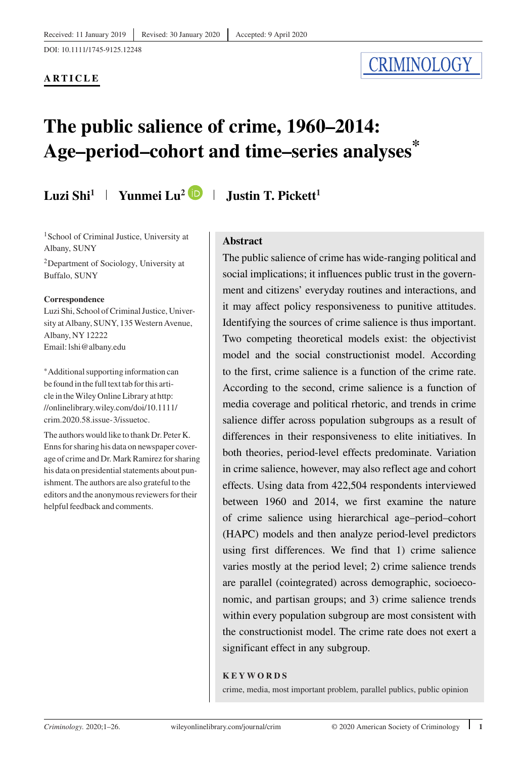Received: 11 January 2019 | Revised: 30 January 2020 | Accepted: 9 April 2020

DOI: 10.1111/1745-9125.12248

**ARTICLE**

CRIMINOLOGY

# The public salience of crime, 1960–2014: Age–period–cohort and time–series analyses*

**Luzi Shi**[1] | **Yunmei Lu**[2] | **Justin T. Pickett**[1]

[1]School of Criminal Justice, University at Albany, SUNY

[2]Department of Sociology, University at Buffalo, SUNY

**Correspondence**
Luzi Shi, School of Criminal Justice, University at Albany, SUNY, 135 Western Avenue, Albany, NY 12222
Email: lshi@albany.edu

*Additional supporting information can be found in the full text tab for this article in the Wiley Online Library at http://onlinelibrary.wiley.com/doi/10.1111/crim.2020.58.issue-3/issuetoc.

The authors would like to thank Dr. Peter K. Enns for sharing his data on newspaper coverage of crime and Dr. Mark Ramirez for sharing his data on presidential statements about punishment. The authors are also grateful to the editors and the anonymous reviewers for their helpful feedback and comments.

## Abstract

The public salience of crime has wide-ranging political and social implications; it influences public trust in the government and citizens' everyday routines and interactions, and it may affect policy responsiveness to punitive attitudes. Identifying the sources of crime salience is thus important. Two competing theoretical models exist: the objectivist model and the social constructionist model. According to the first, crime salience is a function of the crime rate. According to the second, crime salience is a function of media coverage and political rhetoric, and trends in crime salience differ across population subgroups as a result of differences in their responsiveness to elite initiatives. In both theories, period-level effects predominate. Variation in crime salience, however, may also reflect age and cohort effects. Using data from 422,504 respondents interviewed between 1960 and 2014, we first examine the nature of crime salience using hierarchical age–period–cohort (HAPC) models and then analyze period-level predictors using first differences. We find that 1) crime salience varies mostly at the period level; 2) crime salience trends are parallel (cointegrated) across demographic, socioeconomic, and partisan groups; and 3) crime salience trends within every population subgroup are most consistent with the constructionist model. The crime rate does not exert a significant effect in any subgroup.

**KEYWORDS**

crime, media, most important problem, parallel publics, public opinion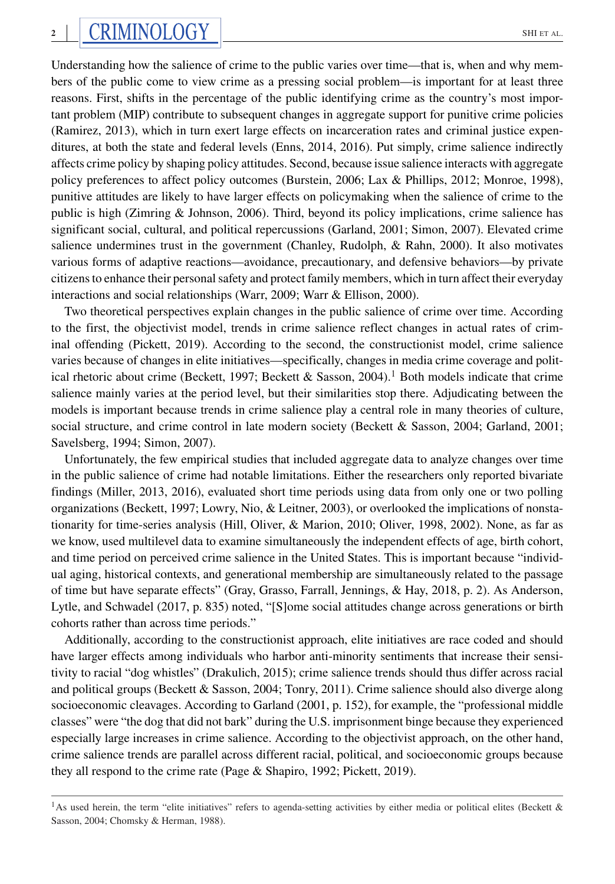Understanding how the salience of crime to the public varies over time—that is, when and why members of the public come to view crime as a pressing social problem—is important for at least three reasons. First, shifts in the percentage of the public identifying crime as the country's most important problem (MIP) contribute to subsequent changes in aggregate support for punitive crime policies (Ramirez, 2013), which in turn exert large effects on incarceration rates and criminal justice expenditures, at both the state and federal levels (Enns, 2014, 2016). Put simply, crime salience indirectly affects crime policy by shaping policy attitudes. Second, because issue salience interacts with aggregate policy preferences to affect policy outcomes (Burstein, 2006; Lax & Phillips, 2012; Monroe, 1998), punitive attitudes are likely to have larger effects on policymaking when the salience of crime to the public is high (Zimring & Johnson, 2006). Third, beyond its policy implications, crime salience has significant social, cultural, and political repercussions (Garland, 2001; Simon, 2007). Elevated crime salience undermines trust in the government (Chanley, Rudolph, & Rahn, 2000). It also motivates various forms of adaptive reactions—avoidance, precautionary, and defensive behaviors—by private citizens to enhance their personal safety and protect family members, which in turn affect their everyday interactions and social relationships (Warr, 2009; Warr & Ellison, 2000).

Two theoretical perspectives explain changes in the public salience of crime over time. According to the first, the objectivist model, trends in crime salience reflect changes in actual rates of criminal offending (Pickett, 2019). According to the second, the constructionist model, crime salience varies because of changes in elite initiatives—specifically, changes in media crime coverage and political rhetoric about crime (Beckett, 1997; Beckett & Sasson, 2004).[1] Both models indicate that crime salience mainly varies at the period level, but their similarities stop there. Adjudicating between the models is important because trends in crime salience play a central role in many theories of culture, social structure, and crime control in late modern society (Beckett & Sasson, 2004; Garland, 2001; Savelsberg, 1994; Simon, 2007).

Unfortunately, the few empirical studies that included aggregate data to analyze changes over time in the public salience of crime had notable limitations. Either the researchers only reported bivariate findings (Miller, 2013, 2016), evaluated short time periods using data from only one or two polling organizations (Beckett, 1997; Lowry, Nio, & Leitner, 2003), or overlooked the implications of nonstationarity for time-series analysis (Hill, Oliver, & Marion, 2010; Oliver, 1998, 2002). None, as far as we know, used multilevel data to examine simultaneously the independent effects of age, birth cohort, and time period on perceived crime salience in the United States. This is important because "individual aging, historical contexts, and generational membership are simultaneously related to the passage of time but have separate effects" (Gray, Grasso, Farrall, Jennings, & Hay, 2018, p. 2). As Anderson, Lytle, and Schwadel (2017, p. 835) noted, "[S]ome social attitudes change across generations or birth cohorts rather than across time periods."

Additionally, according to the constructionist approach, elite initiatives are race coded and should have larger effects among individuals who harbor anti-minority sentiments that increase their sensitivity to racial "dog whistles" (Drakulich, 2015); crime salience trends should thus differ across racial and political groups (Beckett & Sasson, 2004; Tonry, 2011). Crime salience should also diverge along socioeconomic cleavages. According to Garland (2001, p. 152), for example, the "professional middle classes" were "the dog that did not bark" during the U.S. imprisonment binge because they experienced especially large increases in crime salience. According to the objectivist approach, on the other hand, crime salience trends are parallel across different racial, political, and socioeconomic groups because they all respond to the crime rate (Page & Shapiro, 1992; Pickett, 2019).

[1] As used herein, the term "elite initiatives" refers to agenda-setting activities by either media or political elites (Beckett & Sasson, 2004; Chomsky & Herman, 1988).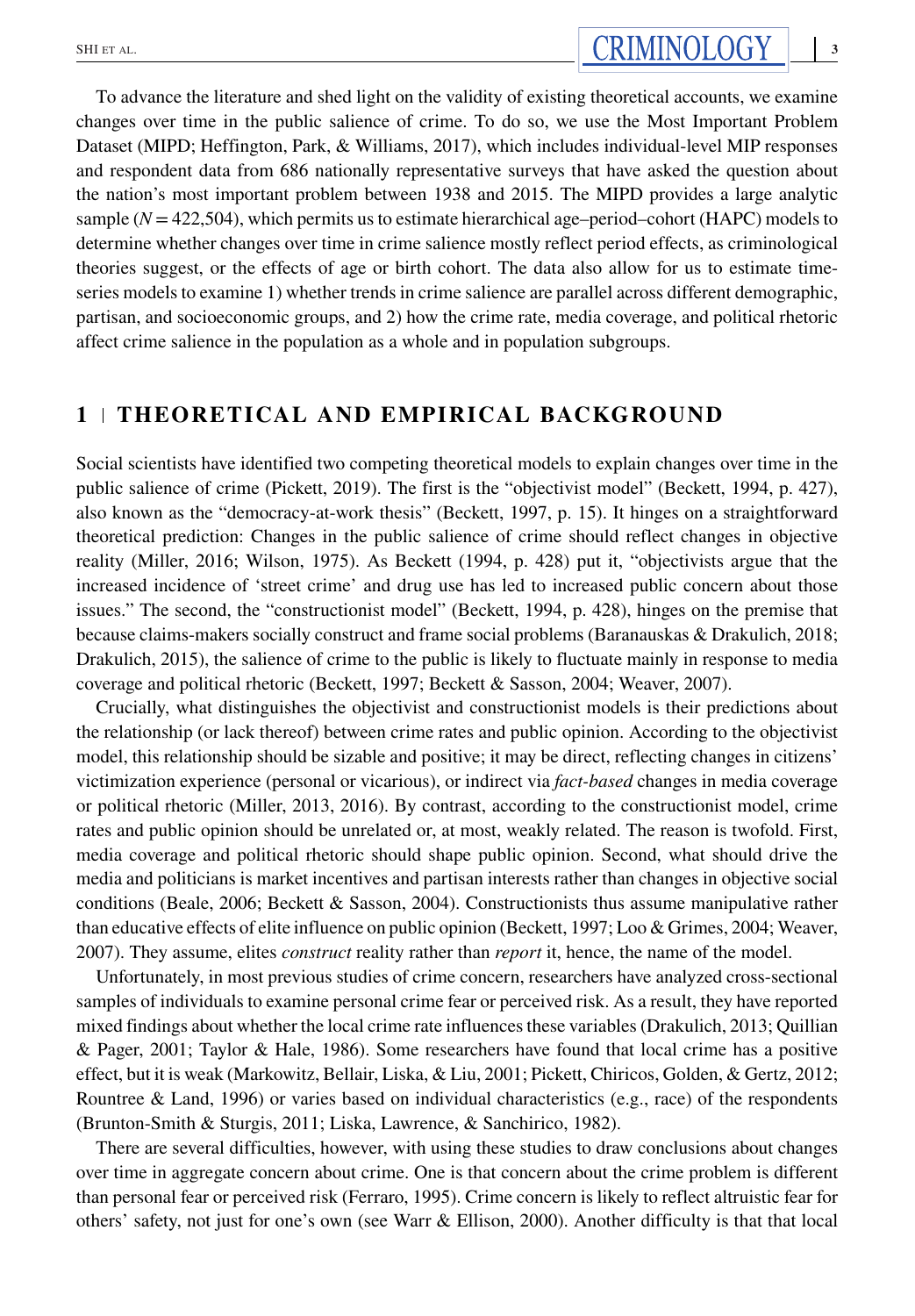To advance the literature and shed light on the validity of existing theoretical accounts, we examine changes over time in the public salience of crime. To do so, we use the Most Important Problem Dataset (MIPD; Heffington, Park, & Williams, 2017), which includes individual-level MIP responses and respondent data from 686 nationally representative surveys that have asked the question about the nation's most important problem between 1938 and 2015. The MIPD provides a large analytic sample ($N = 422{,}504$), which permits us to estimate hierarchical age–period–cohort (HAPC) models to determine whether changes over time in crime salience mostly reflect period effects, as criminological theories suggest, or the effects of age or birth cohort. The data also allow for us to estimate time-series models to examine 1) whether trends in crime salience are parallel across different demographic, partisan, and socioeconomic groups, and 2) how the crime rate, media coverage, and political rhetoric affect crime salience in the population as a whole and in population subgroups.

## 1 | THEORETICAL AND EMPIRICAL BACKGROUND

Social scientists have identified two competing theoretical models to explain changes over time in the public salience of crime (Pickett, 2019). The first is the "objectivist model" (Beckett, 1994, p. 427), also known as the "democracy-at-work thesis" (Beckett, 1997, p. 15). It hinges on a straightforward theoretical prediction: Changes in the public salience of crime should reflect changes in objective reality (Miller, 2016; Wilson, 1975). As Beckett (1994, p. 428) put it, "objectivists argue that the increased incidence of 'street crime' and drug use has led to increased public concern about those issues." The second, the "constructionist model" (Beckett, 1994, p. 428), hinges on the premise that because claims-makers socially construct and frame social problems (Baranauskas & Drakulich, 2018; Drakulich, 2015), the salience of crime to the public is likely to fluctuate mainly in response to media coverage and political rhetoric (Beckett, 1997; Beckett & Sasson, 2004; Weaver, 2007).

Crucially, what distinguishes the objectivist and constructionist models is their predictions about the relationship (or lack thereof) between crime rates and public opinion. According to the objectivist model, this relationship should be sizable and positive; it may be direct, reflecting changes in citizens' victimization experience (personal or vicarious), or indirect via *fact-based* changes in media coverage or political rhetoric (Miller, 2013, 2016). By contrast, according to the constructionist model, crime rates and public opinion should be unrelated or, at most, weakly related. The reason is twofold. First, media coverage and political rhetoric should shape public opinion. Second, what should drive the media and politicians is market incentives and partisan interests rather than changes in objective social conditions (Beale, 2006; Beckett & Sasson, 2004). Constructionists thus assume manipulative rather than educative effects of elite influence on public opinion (Beckett, 1997; Loo & Grimes, 2004; Weaver, 2007). They assume, elites *construct* reality rather than *report* it, hence, the name of the model.

Unfortunately, in most previous studies of crime concern, researchers have analyzed cross-sectional samples of individuals to examine personal crime fear or perceived risk. As a result, they have reported mixed findings about whether the local crime rate influences these variables (Drakulich, 2013; Quillian & Pager, 2001; Taylor & Hale, 1986). Some researchers have found that local crime has a positive effect, but it is weak (Markowitz, Bellair, Liska, & Liu, 2001; Pickett, Chiricos, Golden, & Gertz, 2012; Rountree & Land, 1996) or varies based on individual characteristics (e.g., race) of the respondents (Brunton-Smith & Sturgis, 2011; Liska, Lawrence, & Sanchirico, 1982).

There are several difficulties, however, with using these studies to draw conclusions about changes over time in aggregate concern about crime. One is that concern about the crime problem is different than personal fear or perceived risk (Ferraro, 1995). Crime concern is likely to reflect altruistic fear for others' safety, not just for one's own (see Warr & Ellison, 2000). Another difficulty is that that local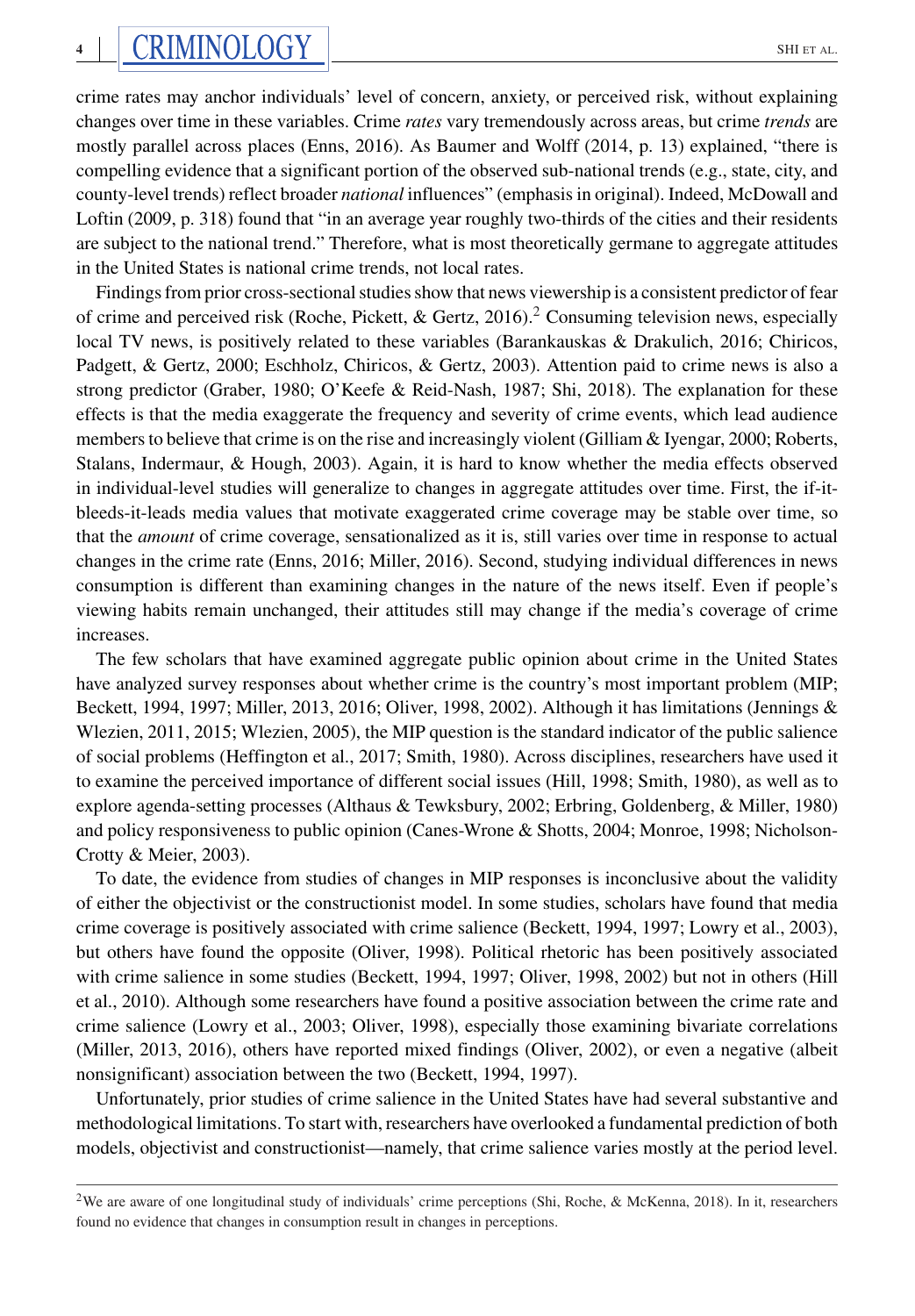crime rates may anchor individuals' level of concern, anxiety, or perceived risk, without explaining changes over time in these variables. Crime *rates* vary tremendously across areas, but crime *trends* are mostly parallel across places (Enns, 2016). As Baumer and Wolff (2014, p. 13) explained, "there is compelling evidence that a significant portion of the observed sub-national trends (e.g., state, city, and county-level trends) reflect broader *national* influences" (emphasis in original). Indeed, McDowall and Loftin (2009, p. 318) found that "in an average year roughly two-thirds of the cities and their residents are subject to the national trend." Therefore, what is most theoretically germane to aggregate attitudes in the United States is national crime trends, not local rates.

Findings from prior cross-sectional studies show that news viewership is a consistent predictor of fear of crime and perceived risk (Roche, Pickett, & Gertz, 2016).[2] Consuming television news, especially local TV news, is positively related to these variables (Barankauskas & Drakulich, 2016; Chiricos, Padgett, & Gertz, 2000; Eschholz, Chiricos, & Gertz, 2003). Attention paid to crime news is also a strong predictor (Graber, 1980; O'Keefe & Reid-Nash, 1987; Shi, 2018). The explanation for these effects is that the media exaggerate the frequency and severity of crime events, which lead audience members to believe that crime is on the rise and increasingly violent (Gilliam & Iyengar, 2000; Roberts, Stalans, Indermaur, & Hough, 2003). Again, it is hard to know whether the media effects observed in individual-level studies will generalize to changes in aggregate attitudes over time. First, the if-it-bleeds-it-leads media values that motivate exaggerated crime coverage may be stable over time, so that the *amount* of crime coverage, sensationalized as it is, still varies over time in response to actual changes in the crime rate (Enns, 2016; Miller, 2016). Second, studying individual differences in news consumption is different than examining changes in the nature of the news itself. Even if people's viewing habits remain unchanged, their attitudes still may change if the media's coverage of crime increases.

The few scholars that have examined aggregate public opinion about crime in the United States have analyzed survey responses about whether crime is the country's most important problem (MIP; Beckett, 1994, 1997; Miller, 2013, 2016; Oliver, 1998, 2002). Although it has limitations (Jennings & Wlezien, 2011, 2015; Wlezien, 2005), the MIP question is the standard indicator of the public salience of social problems (Heffington et al., 2017; Smith, 1980). Across disciplines, researchers have used it to examine the perceived importance of different social issues (Hill, 1998; Smith, 1980), as well as to explore agenda-setting processes (Althaus & Tewksbury, 2002; Erbring, Goldenberg, & Miller, 1980) and policy responsiveness to public opinion (Canes-Wrone & Shotts, 2004; Monroe, 1998; Nicholson-Crotty & Meier, 2003).

To date, the evidence from studies of changes in MIP responses is inconclusive about the validity of either the objectivist or the constructionist model. In some studies, scholars have found that media crime coverage is positively associated with crime salience (Beckett, 1994, 1997; Lowry et al., 2003), but others have found the opposite (Oliver, 1998). Political rhetoric has been positively associated with crime salience in some studies (Beckett, 1994, 1997; Oliver, 1998, 2002) but not in others (Hill et al., 2010). Although some researchers have found a positive association between the crime rate and crime salience (Lowry et al., 2003; Oliver, 1998), especially those examining bivariate correlations (Miller, 2013, 2016), others have reported mixed findings (Oliver, 2002), or even a negative (albeit nonsignificant) association between the two (Beckett, 1994, 1997).

Unfortunately, prior studies of crime salience in the United States have had several substantive and methodological limitations. To start with, researchers have overlooked a fundamental prediction of both models, objectivist and constructionist—namely, that crime salience varies mostly at the period level.

[2] We are aware of one longitudinal study of individuals' crime perceptions (Shi, Roche, & McKenna, 2018). In it, researchers found no evidence that changes in consumption result in changes in perceptions.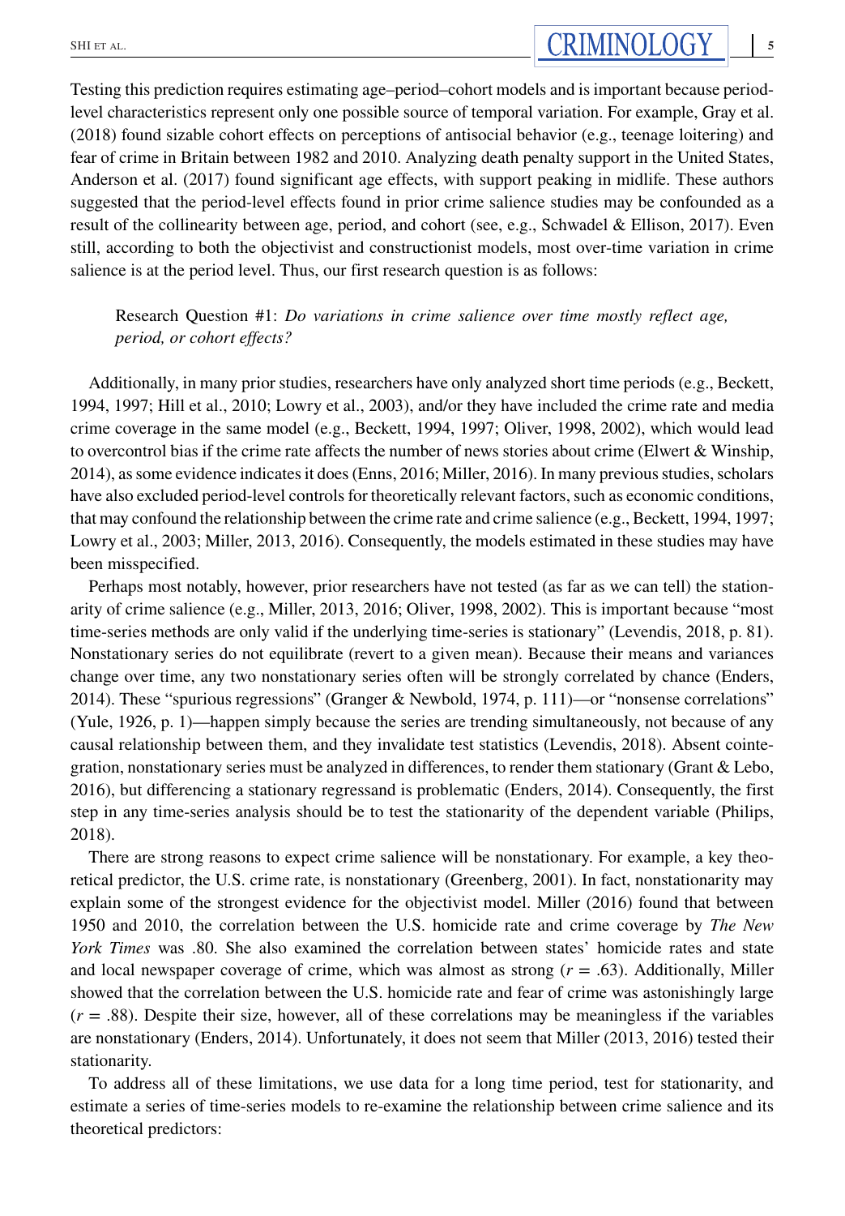Testing this prediction requires estimating age–period–cohort models and is important because period-level characteristics represent only one possible source of temporal variation. For example, Gray et al. (2018) found sizable cohort effects on perceptions of antisocial behavior (e.g., teenage loitering) and fear of crime in Britain between 1982 and 2010. Analyzing death penalty support in the United States, Anderson et al. (2017) found significant age effects, with support peaking in midlife. These authors suggested that the period-level effects found in prior crime salience studies may be confounded as a result of the collinearity between age, period, and cohort (see, e.g., Schwadel & Ellison, 2017). Even still, according to both the objectivist and constructionist models, most over-time variation in crime salience is at the period level. Thus, our first research question is as follows:

> Research Question #1: *Do variations in crime salience over time mostly reflect age, period, or cohort effects?*

Additionally, in many prior studies, researchers have only analyzed short time periods (e.g., Beckett, 1994, 1997; Hill et al., 2010; Lowry et al., 2003), and/or they have included the crime rate and media crime coverage in the same model (e.g., Beckett, 1994, 1997; Oliver, 1998, 2002), which would lead to overcontrol bias if the crime rate affects the number of news stories about crime (Elwert & Winship, 2014), as some evidence indicates it does (Enns, 2016; Miller, 2016). In many previous studies, scholars have also excluded period-level controls for theoretically relevant factors, such as economic conditions, that may confound the relationship between the crime rate and crime salience (e.g., Beckett, 1994, 1997; Lowry et al., 2003; Miller, 2013, 2016). Consequently, the models estimated in these studies may have been misspecified.

Perhaps most notably, however, prior researchers have not tested (as far as we can tell) the stationarity of crime salience (e.g., Miller, 2013, 2016; Oliver, 1998, 2002). This is important because "most time-series methods are only valid if the underlying time-series is stationary" (Levendis, 2018, p. 81). Nonstationary series do not equilibrate (revert to a given mean). Because their means and variances change over time, any two nonstationary series often will be strongly correlated by chance (Enders, 2014). These "spurious regressions" (Granger & Newbold, 1974, p. 111)—or "nonsense correlations" (Yule, 1926, p. 1)—happen simply because the series are trending simultaneously, not because of any causal relationship between them, and they invalidate test statistics (Levendis, 2018). Absent cointegration, nonstationary series must be analyzed in differences, to render them stationary (Grant & Lebo, 2016), but differencing a stationary regressand is problematic (Enders, 2014). Consequently, the first step in any time-series analysis should be to test the stationarity of the dependent variable (Philips, 2018).

There are strong reasons to expect crime salience will be nonstationary. For example, a key theoretical predictor, the U.S. crime rate, is nonstationary (Greenberg, 2001). In fact, nonstationarity may explain some of the strongest evidence for the objectivist model. Miller (2016) found that between 1950 and 2010, the correlation between the U.S. homicide rate and crime coverage by *The New York Times* was .80. She also examined the correlation between states' homicide rates and state and local newspaper coverage of crime, which was almost as strong ($r = .63$). Additionally, Miller showed that the correlation between the U.S. homicide rate and fear of crime was astonishingly large ($r = .88$). Despite their size, however, all of these correlations may be meaningless if the variables are nonstationary (Enders, 2014). Unfortunately, it does not seem that Miller (2013, 2016) tested their stationarity.

To address all of these limitations, we use data for a long time period, test for stationarity, and estimate a series of time-series models to re-examine the relationship between crime salience and its theoretical predictors: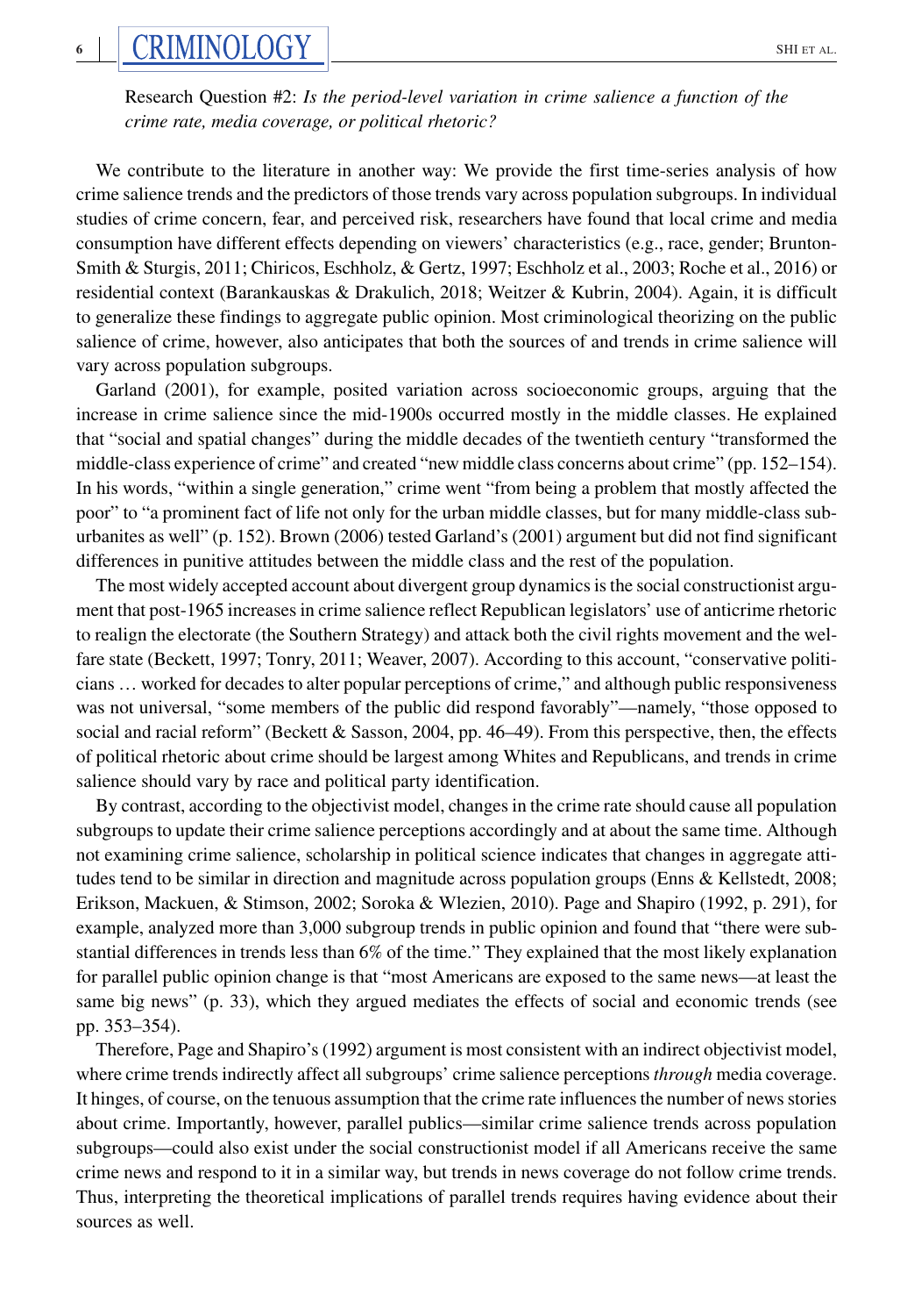Research Question #2: *Is the period-level variation in crime salience a function of the crime rate, media coverage, or political rhetoric?*

We contribute to the literature in another way: We provide the first time-series analysis of how crime salience trends and the predictors of those trends vary across population subgroups. In individual studies of crime concern, fear, and perceived risk, researchers have found that local crime and media consumption have different effects depending on viewers' characteristics (e.g., race, gender; Brunton-Smith & Sturgis, 2011; Chiricos, Eschholz, & Gertz, 1997; Eschholz et al., 2003; Roche et al., 2016) or residential context (Barankauskas & Drakulich, 2018; Weitzer & Kubrin, 2004). Again, it is difficult to generalize these findings to aggregate public opinion. Most criminological theorizing on the public salience of crime, however, also anticipates that both the sources of and trends in crime salience will vary across population subgroups.

Garland (2001), for example, posited variation across socioeconomic groups, arguing that the increase in crime salience since the mid-1900s occurred mostly in the middle classes. He explained that "social and spatial changes" during the middle decades of the twentieth century "transformed the middle-class experience of crime" and created "new middle class concerns about crime" (pp. 152–154). In his words, "within a single generation," crime went "from being a problem that mostly affected the poor" to "a prominent fact of life not only for the urban middle classes, but for many middle-class suburbanites as well" (p. 152). Brown (2006) tested Garland's (2001) argument but did not find significant differences in punitive attitudes between the middle class and the rest of the population.

The most widely accepted account about divergent group dynamics is the social constructionist argument that post-1965 increases in crime salience reflect Republican legislators' use of anticrime rhetoric to realign the electorate (the Southern Strategy) and attack both the civil rights movement and the welfare state (Beckett, 1997; Tonry, 2011; Weaver, 2007). According to this account, "conservative politicians … worked for decades to alter popular perceptions of crime," and although public responsiveness was not universal, "some members of the public did respond favorably"—namely, "those opposed to social and racial reform" (Beckett & Sasson, 2004, pp. 46–49). From this perspective, then, the effects of political rhetoric about crime should be largest among Whites and Republicans, and trends in crime salience should vary by race and political party identification.

By contrast, according to the objectivist model, changes in the crime rate should cause all population subgroups to update their crime salience perceptions accordingly and at about the same time. Although not examining crime salience, scholarship in political science indicates that changes in aggregate attitudes tend to be similar in direction and magnitude across population groups (Enns & Kellstedt, 2008; Erikson, Mackuen, & Stimson, 2002; Soroka & Wlezien, 2010). Page and Shapiro (1992, p. 291), for example, analyzed more than 3,000 subgroup trends in public opinion and found that "there were substantial differences in trends less than 6% of the time." They explained that the most likely explanation for parallel public opinion change is that "most Americans are exposed to the same news—at least the same big news" (p. 33), which they argued mediates the effects of social and economic trends (see pp. 353–354).

Therefore, Page and Shapiro's (1992) argument is most consistent with an indirect objectivist model, where crime trends indirectly affect all subgroups' crime salience perceptions *through* media coverage. It hinges, of course, on the tenuous assumption that the crime rate influences the number of news stories about crime. Importantly, however, parallel publics—similar crime salience trends across population subgroups—could also exist under the social constructionist model if all Americans receive the same crime news and respond to it in a similar way, but trends in news coverage do not follow crime trends. Thus, interpreting the theoretical implications of parallel trends requires having evidence about their sources as well.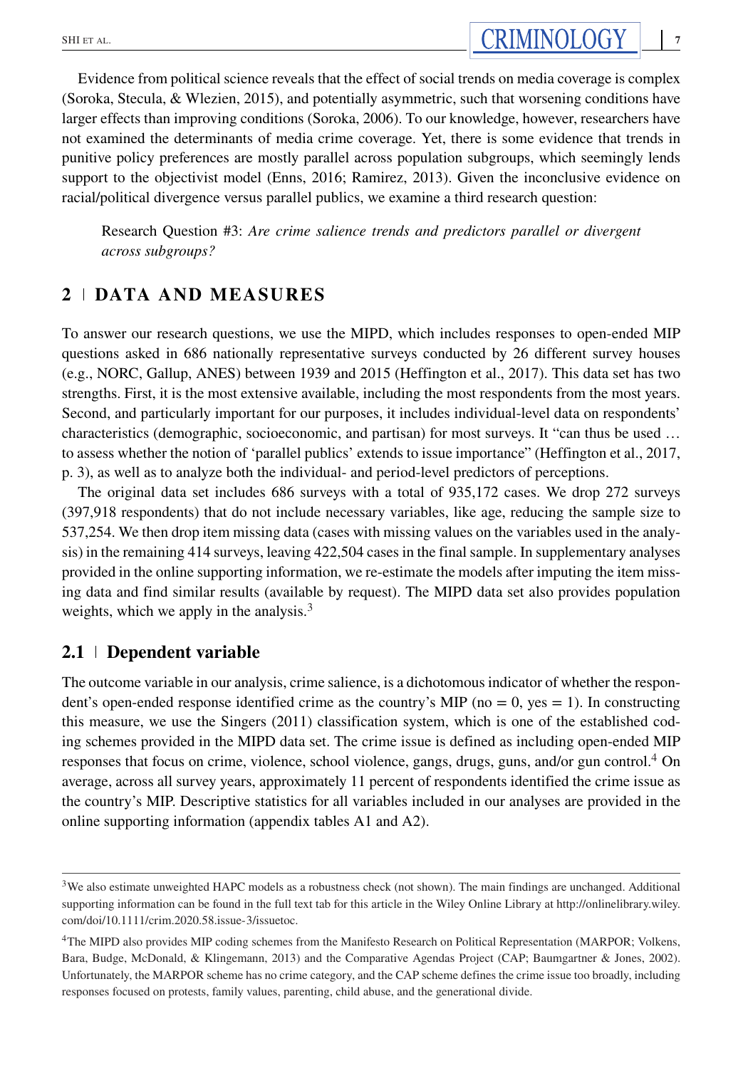Evidence from political science reveals that the effect of social trends on media coverage is complex (Soroka, Stecula, & Wlezien, 2015), and potentially asymmetric, such that worsening conditions have larger effects than improving conditions (Soroka, 2006). To our knowledge, however, researchers have not examined the determinants of media crime coverage. Yet, there is some evidence that trends in punitive policy preferences are mostly parallel across population subgroups, which seemingly lends support to the objectivist model (Enns, 2016; Ramirez, 2013). Given the inconclusive evidence on racial/political divergence versus parallel publics, we examine a third research question:

> Research Question #3: *Are crime salience trends and predictors parallel or divergent across subgroups?*

## 2 | DATA AND MEASURES

To answer our research questions, we use the MIPD, which includes responses to open-ended MIP questions asked in 686 nationally representative surveys conducted by 26 different survey houses (e.g., NORC, Gallup, ANES) between 1939 and 2015 (Heffington et al., 2017). This data set has two strengths. First, it is the most extensive available, including the most respondents from the most years. Second, and particularly important for our purposes, it includes individual-level data on respondents' characteristics (demographic, socioeconomic, and partisan) for most surveys. It "can thus be used … to assess whether the notion of 'parallel publics' extends to issue importance" (Heffington et al., 2017, p. 3), as well as to analyze both the individual- and period-level predictors of perceptions.

The original data set includes 686 surveys with a total of 935,172 cases. We drop 272 surveys (397,918 respondents) that do not include necessary variables, like age, reducing the sample size to 537,254. We then drop item missing data (cases with missing values on the variables used in the analysis) in the remaining 414 surveys, leaving 422,504 cases in the final sample. In supplementary analyses provided in the online supporting information, we re-estimate the models after imputing the item missing data and find similar results (available by request). The MIPD data set also provides population weights, which we apply in the analysis.[3]

### 2.1 | Dependent variable

The outcome variable in our analysis, crime salience, is a dichotomous indicator of whether the respondent's open-ended response identified crime as the country's MIP (no = 0, yes = 1). In constructing this measure, we use the Singers (2011) classification system, which is one of the established coding schemes provided in the MIPD data set. The crime issue is defined as including open-ended MIP responses that focus on crime, violence, school violence, gangs, drugs, guns, and/or gun control.[4] On average, across all survey years, approximately 11 percent of respondents identified the crime issue as the country's MIP. Descriptive statistics for all variables included in our analyses are provided in the online supporting information (appendix tables A1 and A2).

---

[3] We also estimate unweighted HAPC models as a robustness check (not shown). The main findings are unchanged. Additional supporting information can be found in the full text tab for this article in the Wiley Online Library at http://onlinelibrary.wiley.com/doi/10.1111/crim.2020.58.issue-3/issuetoc.

[4] The MIPD also provides MIP coding schemes from the Manifesto Research on Political Representation (MARPOR; Volkens, Bara, Budge, McDonald, & Klingemann, 2013) and the Comparative Agendas Project (CAP; Baumgartner & Jones, 2002). Unfortunately, the MARPOR scheme has no crime category, and the CAP scheme defines the crime issue too broadly, including responses focused on protests, family values, parenting, child abuse, and the generational divide.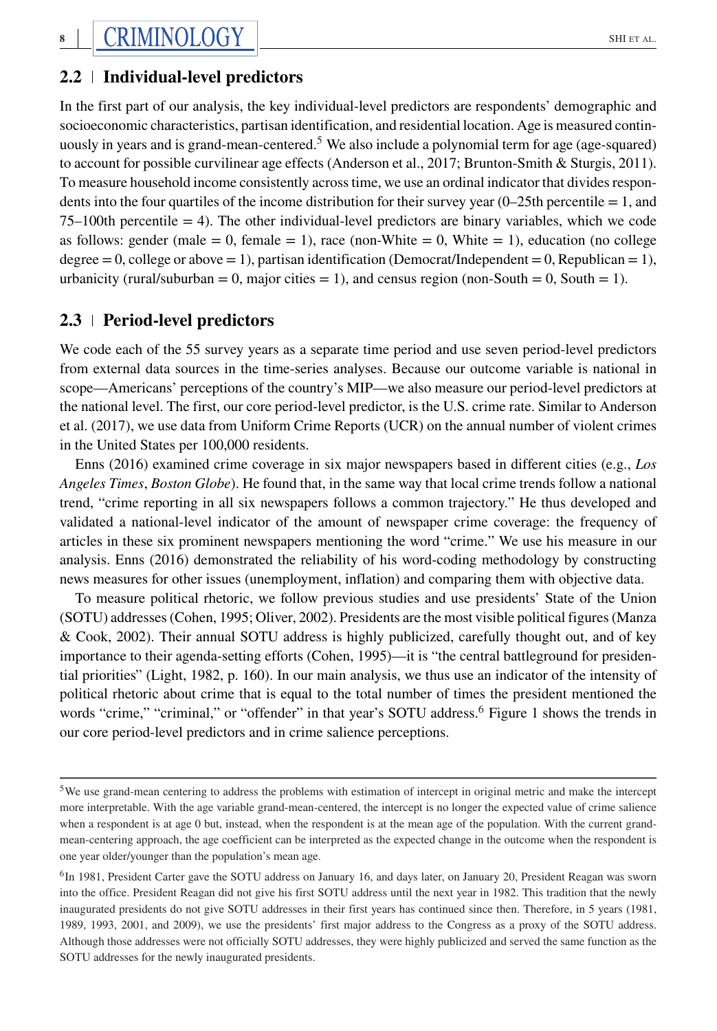## 2.2 | Individual-level predictors

In the first part of our analysis, the key individual-level predictors are respondents' demographic and socioeconomic characteristics, partisan identification, and residential location. Age is measured continuously in years and is grand-mean-centered.[5] We also include a polynomial term for age (age-squared) to account for possible curvilinear age effects (Anderson et al., 2017; Brunton-Smith & Sturgis, 2011). To measure household income consistently across time, we use an ordinal indicator that divides respondents into the four quartiles of the income distribution for their survey year (0–25th percentile = 1, and 75–100th percentile = 4). The other individual-level predictors are binary variables, which we code as follows: gender (male = 0, female = 1), race (non-White = 0, White = 1), education (no college degree = 0, college or above = 1), partisan identification (Democrat/Independent = 0, Republican = 1), urbanicity (rural/suburban = 0, major cities = 1), and census region (non-South = 0, South = 1).

## 2.3 | Period-level predictors

We code each of the 55 survey years as a separate time period and use seven period-level predictors from external data sources in the time-series analyses. Because our outcome variable is national in scope—Americans' perceptions of the country's MIP—we also measure our period-level predictors at the national level. The first, our core period-level predictor, is the U.S. crime rate. Similar to Anderson et al. (2017), we use data from Uniform Crime Reports (UCR) on the annual number of violent crimes in the United States per 100,000 residents.

Enns (2016) examined crime coverage in six major newspapers based in different cities (e.g., *Los Angeles Times*, *Boston Globe*). He found that, in the same way that local crime trends follow a national trend, "crime reporting in all six newspapers follows a common trajectory." He thus developed and validated a national-level indicator of the amount of newspaper crime coverage: the frequency of articles in these six prominent newspapers mentioning the word "crime." We use his measure in our analysis. Enns (2016) demonstrated the reliability of his word-coding methodology by constructing news measures for other issues (unemployment, inflation) and comparing them with objective data.

To measure political rhetoric, we follow previous studies and use presidents' State of the Union (SOTU) addresses (Cohen, 1995; Oliver, 2002). Presidents are the most visible political figures (Manza & Cook, 2002). Their annual SOTU address is highly publicized, carefully thought out, and of key importance to their agenda-setting efforts (Cohen, 1995)—it is "the central battleground for presidential priorities" (Light, 1982, p. 160). In our main analysis, we thus use an indicator of the intensity of political rhetoric about crime that is equal to the total number of times the president mentioned the words "crime," "criminal," or "offender" in that year's SOTU address.[6] Figure 1 shows the trends in our core period-level predictors and in crime salience perceptions.

---

[5] We use grand-mean centering to address the problems with estimation of intercept in original metric and make the intercept more interpretable. With the age variable grand-mean-centered, the intercept is no longer the expected value of crime salience when a respondent is at age 0 but, instead, when the respondent is at the mean age of the population. With the current grand-mean-centering approach, the age coefficient can be interpreted as the expected change in the outcome when the respondent is one year older/younger than the population's mean age.

[6] In 1981, President Carter gave the SOTU address on January 16, and days later, on January 20, President Reagan was sworn into the office. President Reagan did not give his first SOTU address until the next year in 1982. This tradition that the newly inaugurated presidents do not give SOTU addresses in their first years has continued since then. Therefore, in 5 years (1981, 1989, 1993, 2001, and 2009), we use the presidents' first major address to the Congress as a proxy of the SOTU address. Although those addresses were not officially SOTU addresses, they were highly publicized and served the same function as the SOTU addresses for the newly inaugurated presidents.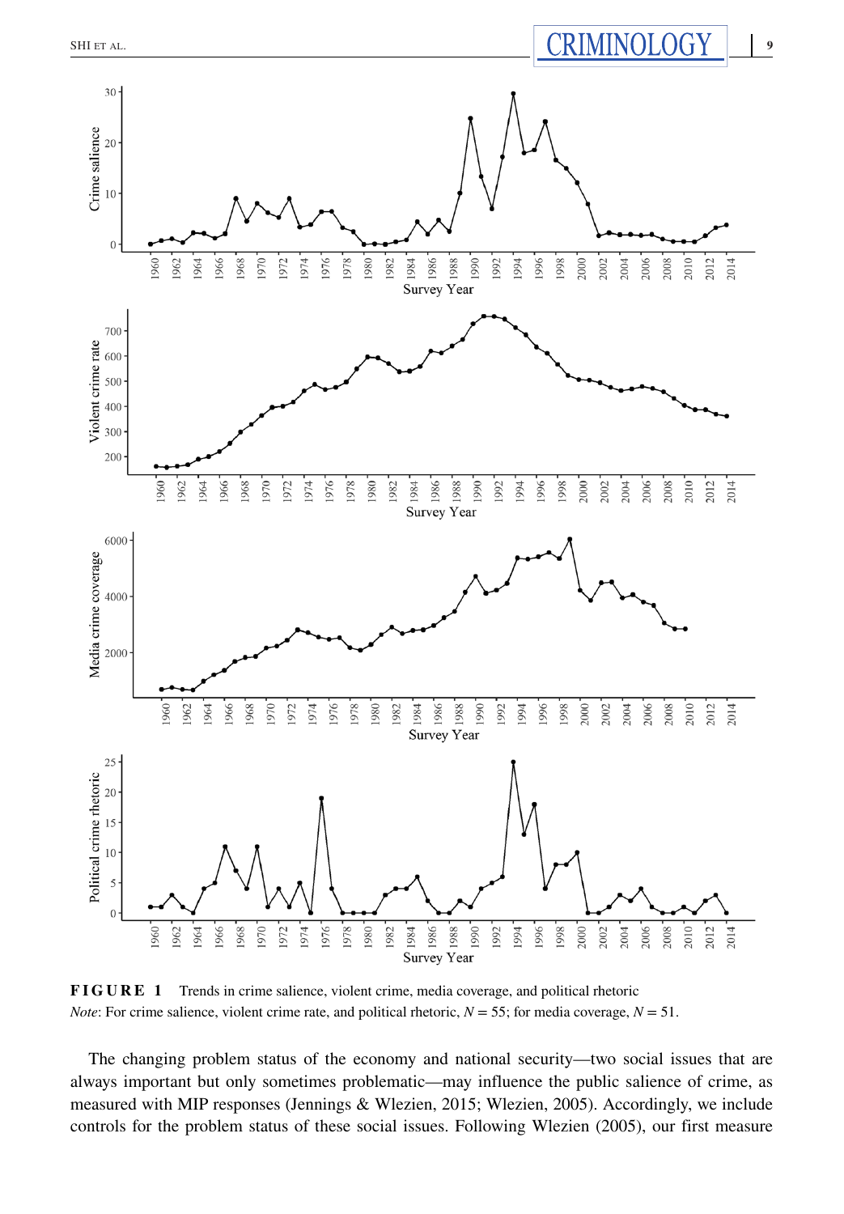**FIGURE 1** Trends in crime salience, violent crime, media coverage, and political rhetoric
*Note*: For crime salience, violent crime rate, and political rhetoric, $N = 55$; for media coverage, $N = 51$.

The changing problem status of the economy and national security—two social issues that are always important but only sometimes problematic—may influence the public salience of crime, as measured with MIP responses (Jennings & Wlezien, 2015; Wlezien, 2005). Accordingly, we include controls for the problem status of these social issues. Following Wlezien (2005), our first measure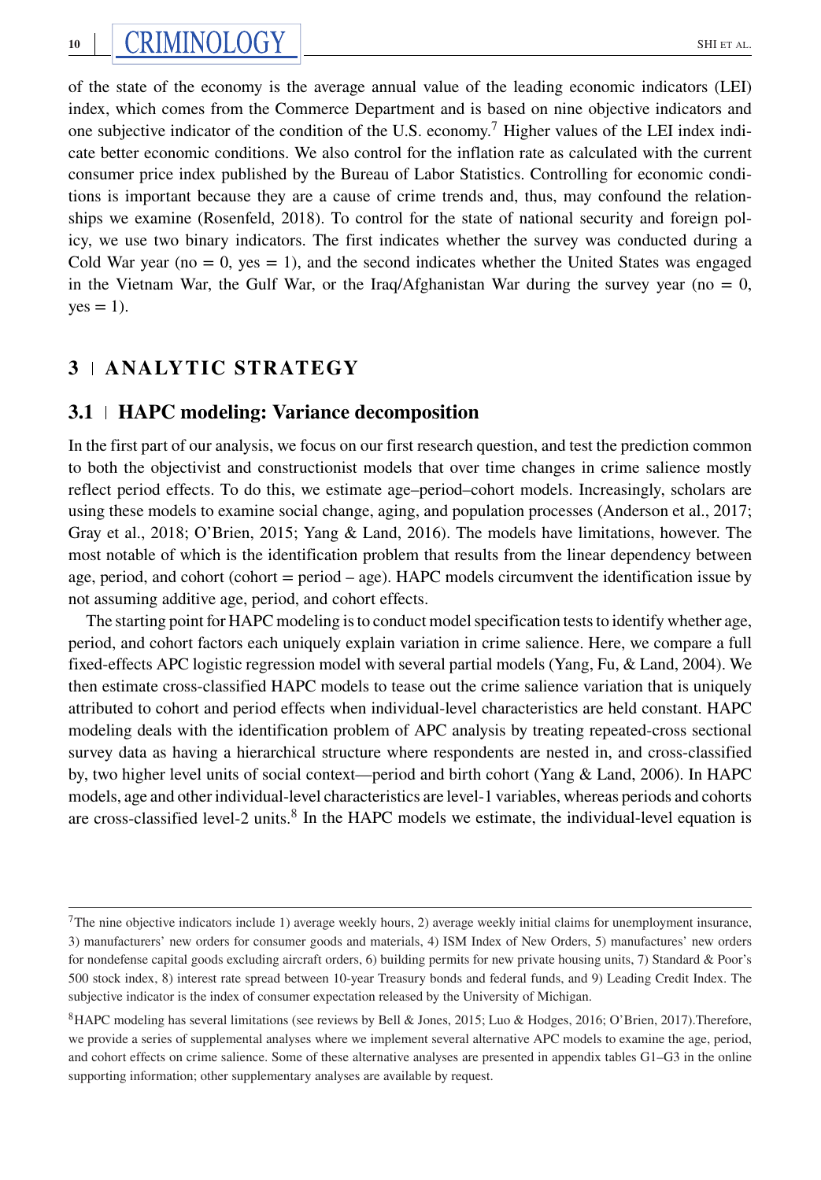of the state of the economy is the average annual value of the leading economic indicators (LEI) index, which comes from the Commerce Department and is based on nine objective indicators and one subjective indicator of the condition of the U.S. economy.[7] Higher values of the LEI index indicate better economic conditions. We also control for the inflation rate as calculated with the current consumer price index published by the Bureau of Labor Statistics. Controlling for economic conditions is important because they are a cause of crime trends and, thus, may confound the relationships we examine (Rosenfeld, 2018). To control for the state of national security and foreign policy, we use two binary indicators. The first indicates whether the survey was conducted during a Cold War year (no = 0, yes = 1), and the second indicates whether the United States was engaged in the Vietnam War, the Gulf War, or the Iraq/Afghanistan War during the survey year (no = 0, yes = 1).

## 3 | ANALYTIC STRATEGY

### 3.1 | HAPC modeling: Variance decomposition

In the first part of our analysis, we focus on our first research question, and test the prediction common to both the objectivist and constructionist models that over time changes in crime salience mostly reflect period effects. To do this, we estimate age–period–cohort models. Increasingly, scholars are using these models to examine social change, aging, and population processes (Anderson et al., 2017; Gray et al., 2018; O'Brien, 2015; Yang & Land, 2016). The models have limitations, however. The most notable of which is the identification problem that results from the linear dependency between age, period, and cohort (cohort = period – age). HAPC models circumvent the identification issue by not assuming additive age, period, and cohort effects.

The starting point for HAPC modeling is to conduct model specification tests to identify whether age, period, and cohort factors each uniquely explain variation in crime salience. Here, we compare a full fixed-effects APC logistic regression model with several partial models (Yang, Fu, & Land, 2004). We then estimate cross-classified HAPC models to tease out the crime salience variation that is uniquely attributed to cohort and period effects when individual-level characteristics are held constant. HAPC modeling deals with the identification problem of APC analysis by treating repeated-cross sectional survey data as having a hierarchical structure where respondents are nested in, and cross-classified by, two higher level units of social context—period and birth cohort (Yang & Land, 2006). In HAPC models, age and other individual-level characteristics are level-1 variables, whereas periods and cohorts are cross-classified level-2 units.[8] In the HAPC models we estimate, the individual-level equation is

---

[7]The nine objective indicators include 1) average weekly hours, 2) average weekly initial claims for unemployment insurance, 3) manufacturers' new orders for consumer goods and materials, 4) ISM Index of New Orders, 5) manufactures' new orders for nondefense capital goods excluding aircraft orders, 6) building permits for new private housing units, 7) Standard & Poor's 500 stock index, 8) interest rate spread between 10-year Treasury bonds and federal funds, and 9) Leading Credit Index. The subjective indicator is the index of consumer expectation released by the University of Michigan.

[8]HAPC modeling has several limitations (see reviews by Bell & Jones, 2015; Luo & Hodges, 2016; O'Brien, 2017).Therefore, we provide a series of supplemental analyses where we implement several alternative APC models to examine the age, period, and cohort effects on crime salience. Some of these alternative analyses are presented in appendix tables G1–G3 in the online supporting information; other supplementary analyses are available by request.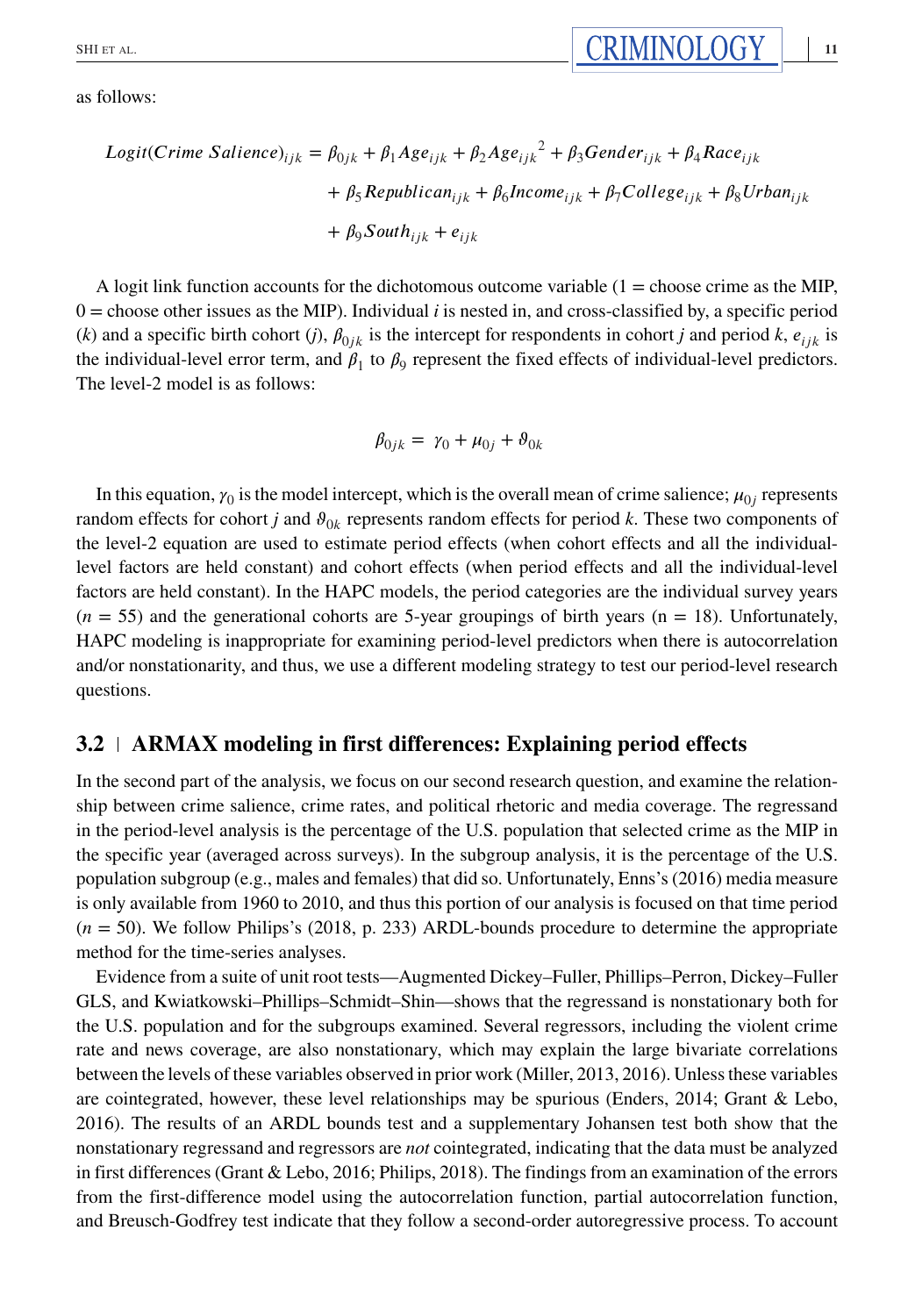as follows:

$$Logit(Crime\ Salience)_{ijk} = \beta_{0jk} + \beta_1 Age_{ijk} + \beta_2 Age_{ijk}{}^2 + \beta_3 Gender_{ijk} + \beta_4 Race_{ijk} + \beta_5 Republican_{ijk} + \beta_6 Income_{ijk} + \beta_7 College_{ijk} + \beta_8 Urban_{ijk} + \beta_9 South_{ijk} + e_{ijk}$$

A logit link function accounts for the dichotomous outcome variable (1 = choose crime as the MIP, 0 = choose other issues as the MIP). Individual $i$ is nested in, and cross-classified by, a specific period ($k$) and a specific birth cohort ($j$), $\beta_{0jk}$ is the intercept for respondents in cohort $j$ and period $k$, $e_{ijk}$ is the individual-level error term, and $\beta_1$ to $\beta_9$ represent the fixed effects of individual-level predictors. The level-2 model is as follows:

$$\beta_{0jk} = \gamma_0 + \mu_{0j} + \vartheta_{0k}$$

In this equation, $\gamma_0$ is the model intercept, which is the overall mean of crime salience; $\mu_{0j}$ represents random effects for cohort $j$ and $\vartheta_{0k}$ represents random effects for period $k$. These two components of the level-2 equation are used to estimate period effects (when cohort effects and all the individual-level factors are held constant) and cohort effects (when period effects and all the individual-level factors are held constant). In the HAPC models, the period categories are the individual survey years ($n = 55$) and the generational cohorts are 5-year groupings of birth years (n = 18). Unfortunately, HAPC modeling is inappropriate for examining period-level predictors when there is autocorrelation and/or nonstationarity, and thus, we use a different modeling strategy to test our period-level research questions.

## 3.2 | ARMAX modeling in first differences: Explaining period effects

In the second part of the analysis, we focus on our second research question, and examine the relationship between crime salience, crime rates, and political rhetoric and media coverage. The regressand in the period-level analysis is the percentage of the U.S. population that selected crime as the MIP in the specific year (averaged across surveys). In the subgroup analysis, it is the percentage of the U.S. population subgroup (e.g., males and females) that did so. Unfortunately, Enns's (2016) media measure is only available from 1960 to 2010, and thus this portion of our analysis is focused on that time period ($n = 50$). We follow Philips's (2018, p. 233) ARDL-bounds procedure to determine the appropriate method for the time-series analyses.

Evidence from a suite of unit root tests—Augmented Dickey–Fuller, Phillips–Perron, Dickey–Fuller GLS, and Kwiatkowski–Phillips–Schmidt–Shin—shows that the regressand is nonstationary both for the U.S. population and for the subgroups examined. Several regressors, including the violent crime rate and news coverage, are also nonstationary, which may explain the large bivariate correlations between the levels of these variables observed in prior work (Miller, 2013, 2016). Unless these variables are cointegrated, however, these level relationships may be spurious (Enders, 2014; Grant & Lebo, 2016). The results of an ARDL bounds test and a supplementary Johansen test both show that the nonstationary regressand and regressors are *not* cointegrated, indicating that the data must be analyzed in first differences (Grant & Lebo, 2016; Philips, 2018). The findings from an examination of the errors from the first-difference model using the autocorrelation function, partial autocorrelation function, and Breusch-Godfrey test indicate that they follow a second-order autoregressive process. To account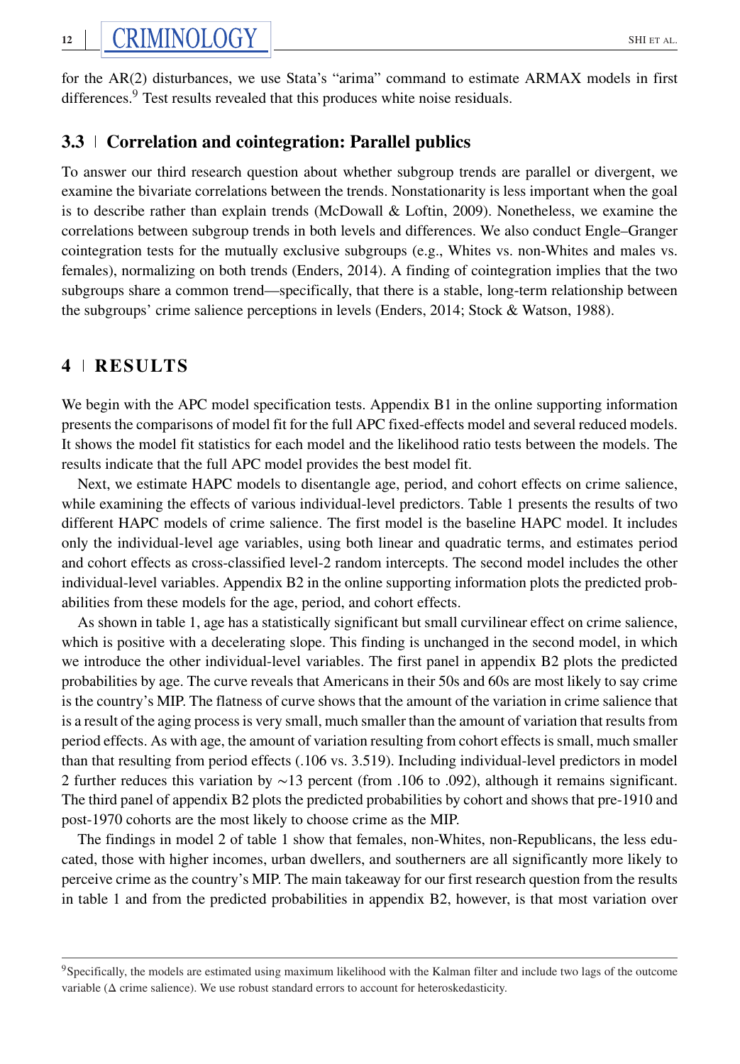for the AR(2) disturbances, we use Stata's "arima" command to estimate ARMAX models in first differences.[9] Test results revealed that this produces white noise residuals.

### 3.3 | Correlation and cointegration: Parallel publics

To answer our third research question about whether subgroup trends are parallel or divergent, we examine the bivariate correlations between the trends. Nonstationarity is less important when the goal is to describe rather than explain trends (McDowall & Loftin, 2009). Nonetheless, we examine the correlations between subgroup trends in both levels and differences. We also conduct Engle–Granger cointegration tests for the mutually exclusive subgroups (e.g., Whites vs. non-Whites and males vs. females), normalizing on both trends (Enders, 2014). A finding of cointegration implies that the two subgroups share a common trend—specifically, that there is a stable, long-term relationship between the subgroups' crime salience perceptions in levels (Enders, 2014; Stock & Watson, 1988).

## 4 | RESULTS

We begin with the APC model specification tests. Appendix B1 in the online supporting information presents the comparisons of model fit for the full APC fixed-effects model and several reduced models. It shows the model fit statistics for each model and the likelihood ratio tests between the models. The results indicate that the full APC model provides the best model fit.

Next, we estimate HAPC models to disentangle age, period, and cohort effects on crime salience, while examining the effects of various individual-level predictors. Table 1 presents the results of two different HAPC models of crime salience. The first model is the baseline HAPC model. It includes only the individual-level age variables, using both linear and quadratic terms, and estimates period and cohort effects as cross-classified level-2 random intercepts. The second model includes the other individual-level variables. Appendix B2 in the online supporting information plots the predicted probabilities from these models for the age, period, and cohort effects.

As shown in table 1, age has a statistically significant but small curvilinear effect on crime salience, which is positive with a decelerating slope. This finding is unchanged in the second model, in which we introduce the other individual-level variables. The first panel in appendix B2 plots the predicted probabilities by age. The curve reveals that Americans in their 50s and 60s are most likely to say crime is the country's MIP. The flatness of curve shows that the amount of the variation in crime salience that is a result of the aging process is very small, much smaller than the amount of variation that results from period effects. As with age, the amount of variation resulting from cohort effects is small, much smaller than that resulting from period effects (.106 vs. 3.519). Including individual-level predictors in model 2 further reduces this variation by ∼13 percent (from .106 to .092), although it remains significant. The third panel of appendix B2 plots the predicted probabilities by cohort and shows that pre-1910 and post-1970 cohorts are the most likely to choose crime as the MIP.

The findings in model 2 of table 1 show that females, non-Whites, non-Republicans, the less educated, those with higher incomes, urban dwellers, and southerners are all significantly more likely to perceive crime as the country's MIP. The main takeaway for our first research question from the results in table 1 and from the predicted probabilities in appendix B2, however, is that most variation over

[9] Specifically, the models are estimated using maximum likelihood with the Kalman filter and include two lags of the outcome variable (Δ crime salience). We use robust standard errors to account for heteroskedasticity.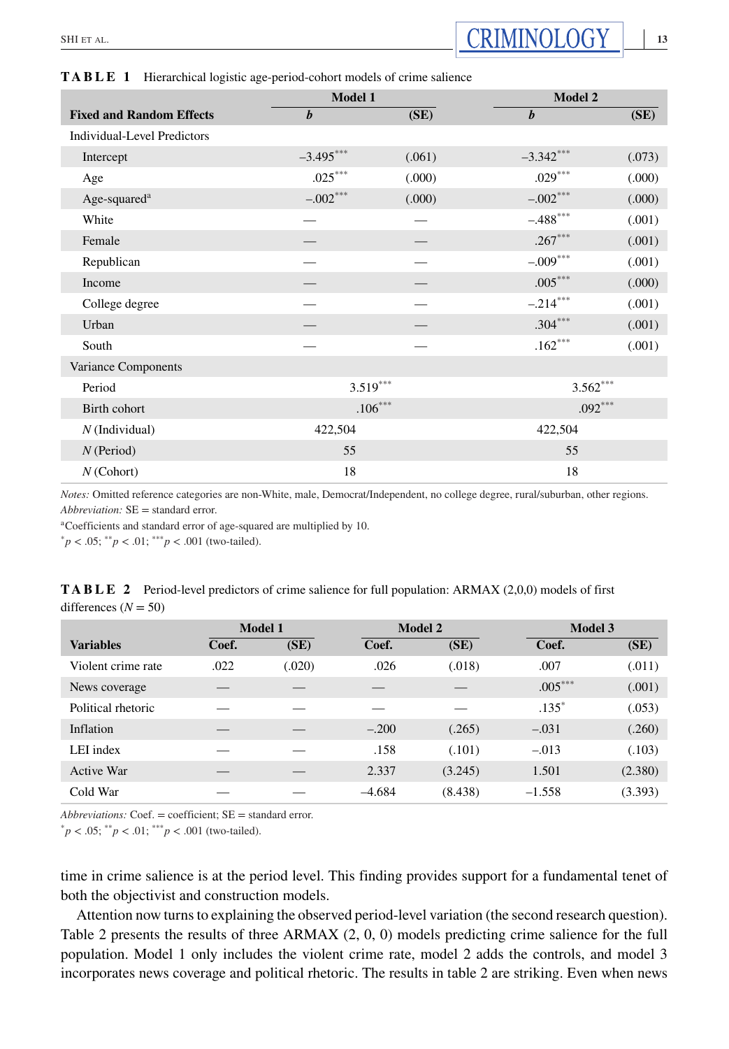**TABLE 1** Hierarchical logistic age-period-cohort models of crime salience

| Fixed and Random Effects | Model 1 | | Model 2 | |
|---|---|---|---|---|
| | *b* | (SE) | *b* | (SE) |
| Individual-Level Predictors | | | | |
| Intercept | −3.495*** | (.061) | −3.342*** | (.073) |
| Age | .025*** | (.000) | .029*** | (.000) |
| Age-squared[a] | −.002*** | (.000) | −.002*** | (.000) |
| White | — | — | −.488*** | (.001) |
| Female | — | — | .267*** | (.001) |
| Republican | — | — | −.009*** | (.001) |
| Income | — | — | .005*** | (.000) |
| College degree | — | — | −.214*** | (.001) |
| Urban | — | — | .304*** | (.001) |
| South | — | — | .162*** | (.001) |
| Variance Components | | | | |
| Period | 3.519*** | | 3.562*** | |
| Birth cohort | .106*** | | .092*** | |
| *N* (Individual) | 422,504 | | 422,504 | |
| *N* (Period) | 55 | | 55 | |
| *N* (Cohort) | 18 | | 18 | |

*Notes:* Omitted reference categories are non-White, male, Democrat/Independent, no college degree, rural/suburban, other regions.
*Abbreviation:* SE = standard error.
[a]Coefficients and standard error of age-squared are multiplied by 10.
*$p < .05$; **$p < .01$; ***$p < .001$ (two-tailed).

**TABLE 2** Period-level predictors of crime salience for full population: ARMAX (2,0,0) models of first differences ($N = 50$)

| Variables | Model 1 | | Model 2 | | Model 3 | |
|---|---|---|---|---|---|---|
| | Coef. | (SE) | Coef. | (SE) | Coef. | (SE) |
| Violent crime rate | .022 | (.020) | .026 | (.018) | .007 | (.011) |
| News coverage | — | — | — | — | .005*** | (.001) |
| Political rhetoric | — | — | — | — | .135* | (.053) |
| Inflation | — | — | −.200 | (.265) | −.031 | (.260) |
| LEI index | — | — | .158 | (.101) | −.013 | (.103) |
| Active War | — | — | 2.337 | (3.245) | 1.501 | (2.380) |
| Cold War | — | — | −4.684 | (8.438) | −1.558 | (3.393) |

*Abbreviations:* Coef. = coefficient; SE = standard error.
*$p < .05$; **$p < .01$; ***$p < .001$ (two-tailed).

time in crime salience is at the period level. This finding provides support for a fundamental tenet of both the objectivist and construction models.

Attention now turns to explaining the observed period-level variation (the second research question). Table 2 presents the results of three ARMAX (2, 0, 0) models predicting crime salience for the full population. Model 1 only includes the violent crime rate, model 2 adds the controls, and model 3 incorporates news coverage and political rhetoric. The results in table 2 are striking. Even when news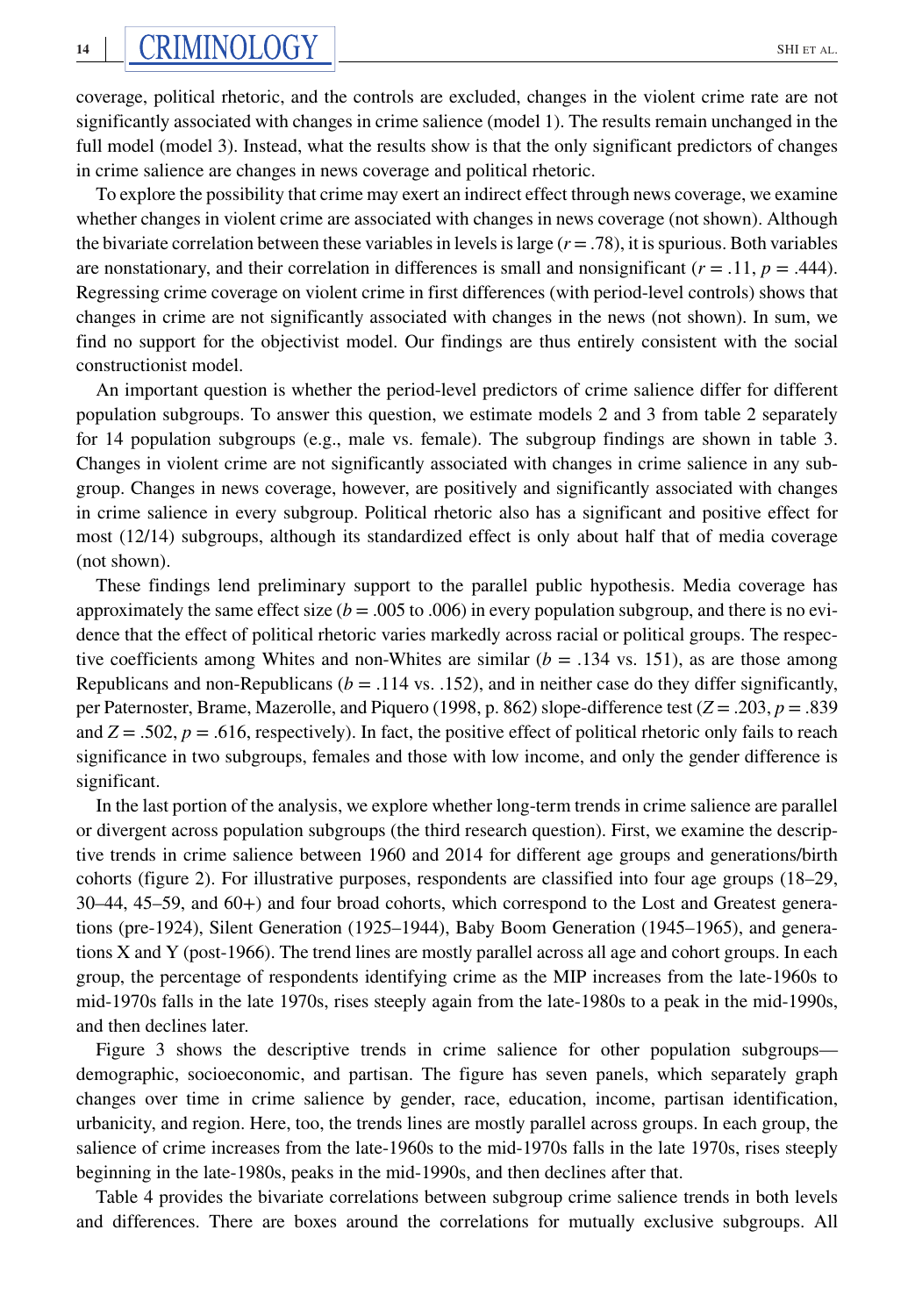coverage, political rhetoric, and the controls are excluded, changes in the violent crime rate are not significantly associated with changes in crime salience (model 1). The results remain unchanged in the full model (model 3). Instead, what the results show is that the only significant predictors of changes in crime salience are changes in news coverage and political rhetoric.

To explore the possibility that crime may exert an indirect effect through news coverage, we examine whether changes in violent crime are associated with changes in news coverage (not shown). Although the bivariate correlation between these variables in levels is large ($r = .78$), it is spurious. Both variables are nonstationary, and their correlation in differences is small and nonsignificant ($r = .11$, $p = .444$). Regressing crime coverage on violent crime in first differences (with period-level controls) shows that changes in crime are not significantly associated with changes in the news (not shown). In sum, we find no support for the objectivist model. Our findings are thus entirely consistent with the social constructionist model.

An important question is whether the period-level predictors of crime salience differ for different population subgroups. To answer this question, we estimate models 2 and 3 from table 2 separately for 14 population subgroups (e.g., male vs. female). The subgroup findings are shown in table 3. Changes in violent crime are not significantly associated with changes in crime salience in any subgroup. Changes in news coverage, however, are positively and significantly associated with changes in crime salience in every subgroup. Political rhetoric also has a significant and positive effect for most (12/14) subgroups, although its standardized effect is only about half that of media coverage (not shown).

These findings lend preliminary support to the parallel public hypothesis. Media coverage has approximately the same effect size ($b = .005$ to $.006$) in every population subgroup, and there is no evidence that the effect of political rhetoric varies markedly across racial or political groups. The respective coefficients among Whites and non-Whites are similar ($b = .134$ vs. 151), as are those among Republicans and non-Republicans ($b = .114$ vs. $.152$), and in neither case do they differ significantly, per Paternoster, Brame, Mazerolle, and Piquero (1998, p. 862) slope-difference test ($Z = .203$, $p = .839$ and $Z = .502$, $p = .616$, respectively). In fact, the positive effect of political rhetoric only fails to reach significance in two subgroups, females and those with low income, and only the gender difference is significant.

In the last portion of the analysis, we explore whether long-term trends in crime salience are parallel or divergent across population subgroups (the third research question). First, we examine the descriptive trends in crime salience between 1960 and 2014 for different age groups and generations/birth cohorts (figure 2). For illustrative purposes, respondents are classified into four age groups (18–29, 30–44, 45–59, and 60+) and four broad cohorts, which correspond to the Lost and Greatest generations (pre-1924), Silent Generation (1925–1944), Baby Boom Generation (1945–1965), and generations X and Y (post-1966). The trend lines are mostly parallel across all age and cohort groups. In each group, the percentage of respondents identifying crime as the MIP increases from the late-1960s to mid-1970s falls in the late 1970s, rises steeply again from the late-1980s to a peak in the mid-1990s, and then declines later.

Figure 3 shows the descriptive trends in crime salience for other population subgroups—demographic, socioeconomic, and partisan. The figure has seven panels, which separately graph changes over time in crime salience by gender, race, education, income, partisan identification, urbanicity, and region. Here, too, the trends lines are mostly parallel across groups. In each group, the salience of crime increases from the late-1960s to the mid-1970s falls in the late 1970s, rises steeply beginning in the late-1980s, peaks in the mid-1990s, and then declines after that.

Table 4 provides the bivariate correlations between subgroup crime salience trends in both levels and differences. There are boxes around the correlations for mutually exclusive subgroups. All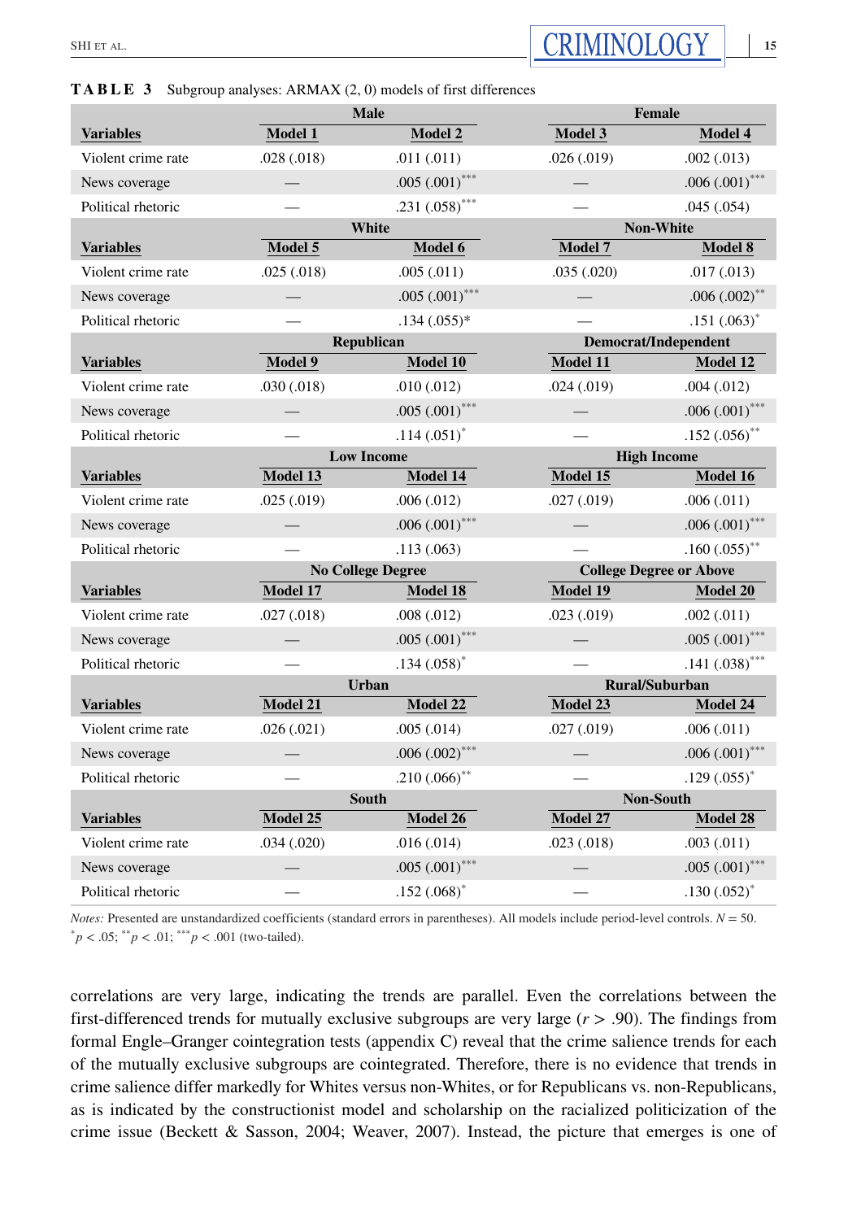**TABLE 3** Subgroup analyses: ARMAX (2, 0) models of first differences

| | Male | | Female | |
|---|---|---|---|---|
| **Variables** | **Model 1** | **Model 2** | **Model 3** | **Model 4** |
| Violent crime rate | .028 (.018) | .011 (.011) | .026 (.019) | .002 (.013) |
| News coverage | — | .005 (.001)*** | — | .006 (.001)*** |
| Political rhetoric | — | .231 (.058)*** | — | .045 (.054) |
| | **White** | | **Non-White** | |
| **Variables** | **Model 5** | **Model 6** | **Model 7** | **Model 8** |
| Violent crime rate | .025 (.018) | .005 (.011) | .035 (.020) | .017 (.013) |
| News coverage | — | .005 (.001)*** | — | .006 (.002)** |
| Political rhetoric | — | .134 (.055)* | — | .151 (.063)* |
| | **Republican** | | **Democrat/Independent** | |
| **Variables** | **Model 9** | **Model 10** | **Model 11** | **Model 12** |
| Violent crime rate | .030 (.018) | .010 (.012) | .024 (.019) | .004 (.012) |
| News coverage | — | .005 (.001)*** | — | .006 (.001)*** |
| Political rhetoric | — | .114 (.051)* | — | .152 (.056)** |
| | **Low Income** | | **High Income** | |
| **Variables** | **Model 13** | **Model 14** | **Model 15** | **Model 16** |
| Violent crime rate | .025 (.019) | .006 (.012) | .027 (.019) | .006 (.011) |
| News coverage | — | .006 (.001)*** | — | .006 (.001)*** |
| Political rhetoric | — | .113 (.063) | — | .160 (.055)** |
| | **No College Degree** | | **College Degree or Above** | |
| **Variables** | **Model 17** | **Model 18** | **Model 19** | **Model 20** |
| Violent crime rate | .027 (.018) | .008 (.012) | .023 (.019) | .002 (.011) |
| News coverage | — | .005 (.001)*** | — | .005 (.001)*** |
| Political rhetoric | — | .134 (.058)* | — | .141 (.038)*** |
| | **Urban** | | **Rural/Suburban** | |
| **Variables** | **Model 21** | **Model 22** | **Model 23** | **Model 24** |
| Violent crime rate | .026 (.021) | .005 (.014) | .027 (.019) | .006 (.011) |
| News coverage | — | .006 (.002)*** | — | .006 (.001)*** |
| Political rhetoric | — | .210 (.066)** | — | .129 (.055)* |
| | **South** | | **Non-South** | |
| **Variables** | **Model 25** | **Model 26** | **Model 27** | **Model 28** |
| Violent crime rate | .034 (.020) | .016 (.014) | .023 (.018) | .003 (.011) |
| News coverage | — | .005 (.001)*** | — | .005 (.001)*** |
| Political rhetoric | — | .152 (.068)* | — | .130 (.052)* |

*Notes:* Presented are unstandardized coefficients (standard errors in parentheses). All models include period-level controls. $N = 50$.
*$p < .05$; **$p < .01$; ***$p < .001$ (two-tailed).

correlations are very large, indicating the trends are parallel. Even the correlations between the first-differenced trends for mutually exclusive subgroups are very large ($r > .90$). The findings from formal Engle–Granger cointegration tests (appendix C) reveal that the crime salience trends for each of the mutually exclusive subgroups are cointegrated. Therefore, there is no evidence that trends in crime salience differ markedly for Whites versus non-Whites, or for Republicans vs. non-Republicans, as is indicated by the constructionist model and scholarship on the racialized politicization of the crime issue (Beckett & Sasson, 2004; Weaver, 2007). Instead, the picture that emerges is one of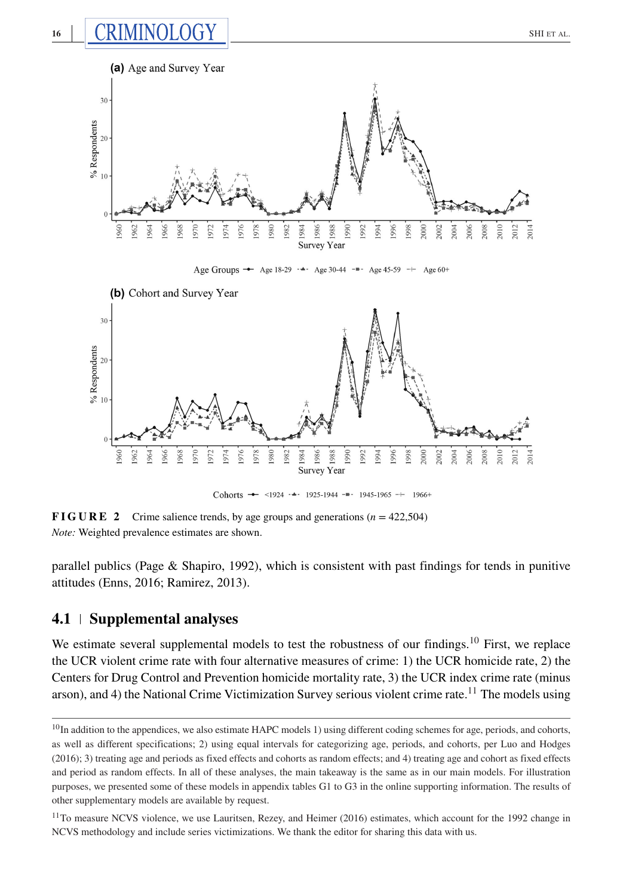**FIGURE 2** Crime salience trends, by age groups and generations ($n$ = 422,504)
*Note:* Weighted prevalence estimates are shown.

parallel publics (Page & Shapiro, 1992), which is consistent with past findings for tends in punitive attitudes (Enns, 2016; Ramirez, 2013).

## 4.1 | Supplemental analyses

We estimate several supplemental models to test the robustness of our findings.[10] First, we replace the UCR violent crime rate with four alternative measures of crime: 1) the UCR homicide rate, 2) the Centers for Drug Control and Prevention homicide mortality rate, 3) the UCR index crime rate (minus arson), and 4) the National Crime Victimization Survey serious violent crime rate.[11] The models using

[10] In addition to the appendices, we also estimate HAPC models 1) using different coding schemes for age, periods, and cohorts, as well as different specifications; 2) using equal intervals for categorizing age, periods, and cohorts, per Luo and Hodges (2016); 3) treating age and periods as fixed effects and cohorts as random effects; and 4) treating age and cohort as fixed effects and period as random effects. In all of these analyses, the main takeaway is the same as in our main models. For illustration purposes, we presented some of these models in appendix tables G1 to G3 in the online supporting information. The results of other supplementary models are available by request.

[11] To measure NCVS violence, we use Lauritsen, Rezey, and Heimer (2016) estimates, which account for the 1992 change in NCVS methodology and include series victimizations. We thank the editor for sharing this data with us.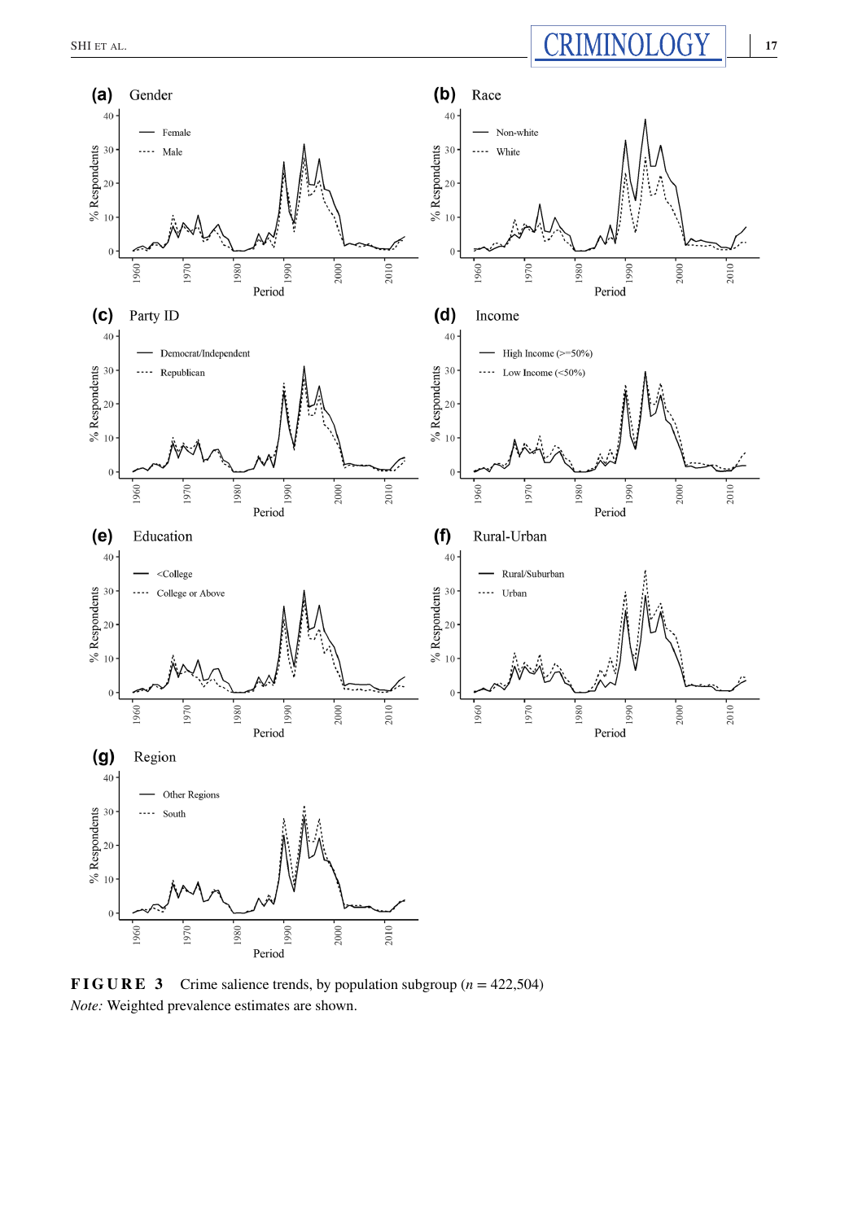**FIGURE 3** Crime salience trends, by population subgroup ($n$ = 422,504)

*Note:* Weighted prevalence estimates are shown.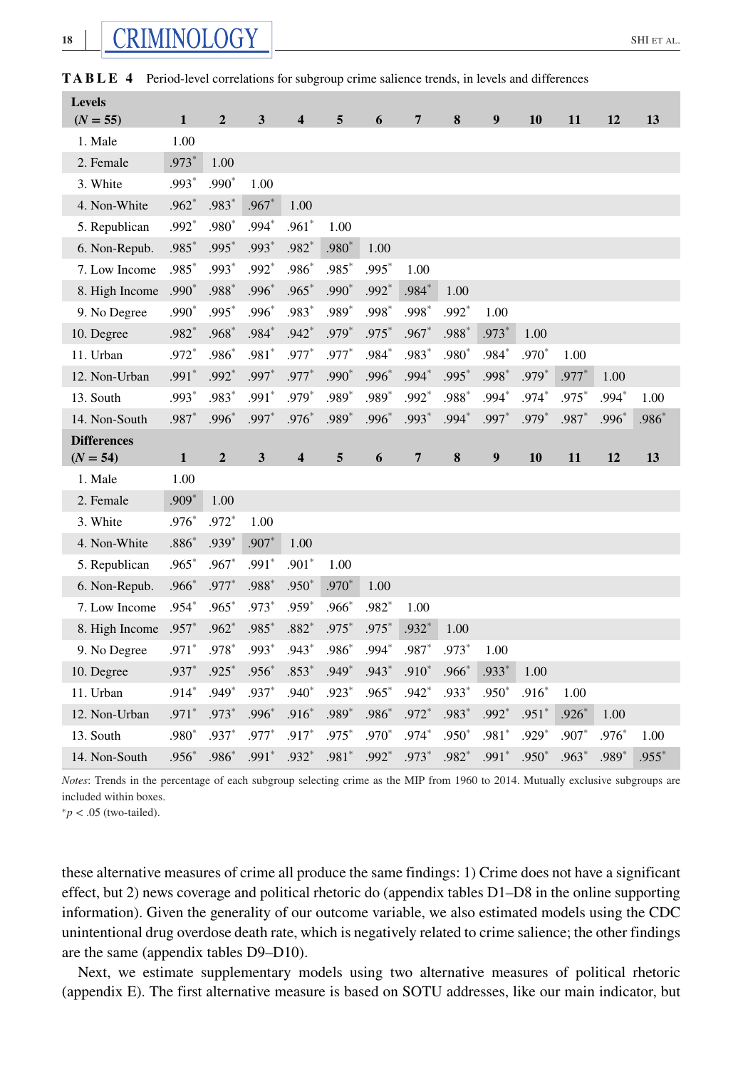**TABLE 4** Period-level correlations for subgroup crime salience trends, in levels and differences

| Levels ($N = 55$) | 1 | 2 | 3 | 4 | 5 | 6 | 7 | 8 | 9 | 10 | 11 | 12 | 13 |
|---|---|---|---|---|---|---|---|---|---|---|---|---|---|
| 1. Male | 1.00 | | | | | | | | | | | | |
| 2. Female | .973* | 1.00 | | | | | | | | | | | |
| 3. White | .993* | .990* | 1.00 | | | | | | | | | | |
| 4. Non-White | .962* | .983* | .967* | 1.00 | | | | | | | | | |
| 5. Republican | .992* | .980* | .994* | .961* | 1.00 | | | | | | | | |
| 6. Non-Repub. | .985* | .995* | .993* | .982* | .980* | 1.00 | | | | | | | |
| 7. Low Income | .985* | .993* | .992* | .986* | .985* | .995* | 1.00 | | | | | | |
| 8. High Income | .990* | .988* | .996* | .965* | .990* | .992* | .984* | 1.00 | | | | | |
| 9. No Degree | .990* | .995* | .996* | .983* | .989* | .998* | .998* | .992* | 1.00 | | | | |
| 10. Degree | .982* | .968* | .984* | .942* | .979* | .975* | .967* | .988* | .973* | 1.00 | | | |
| 11. Urban | .972* | .986* | .981* | .977* | .977* | .984* | .983* | .980* | .984* | .970* | 1.00 | | |
| 12. Non-Urban | .991* | .992* | .997* | .977* | .990* | .996* | .994* | .995* | .998* | .979* | .977* | 1.00 | |
| 13. South | .993* | .983* | .991* | .979* | .989* | .989* | .992* | .988* | .994* | .974* | .975* | .994* | 1.00 |
| 14. Non-South | .987* | .996* | .997* | .976* | .989* | .996* | .993* | .994* | .997* | .979* | .987* | .996* | .986* |
| **Differences ($N = 54$)** | **1** | **2** | **3** | **4** | **5** | **6** | **7** | **8** | **9** | **10** | **11** | **12** | **13** |
| 1. Male | 1.00 | | | | | | | | | | | | |
| 2. Female | .909* | 1.00 | | | | | | | | | | | |
| 3. White | .976* | .972* | 1.00 | | | | | | | | | | |
| 4. Non-White | .886* | .939* | .907* | 1.00 | | | | | | | | | |
| 5. Republican | .965* | .967* | .991* | .901* | 1.00 | | | | | | | | |
| 6. Non-Repub. | .966* | .977* | .988* | .950* | .970* | 1.00 | | | | | | | |
| 7. Low Income | .954* | .965* | .973* | .959* | .966* | .982* | 1.00 | | | | | | |
| 8. High Income | .957* | .962* | .985* | .882* | .975* | .975* | .932* | 1.00 | | | | | |
| 9. No Degree | .971* | .978* | .993* | .943* | .986* | .994* | .987* | .973* | 1.00 | | | | |
| 10. Degree | .937* | .925* | .956* | .853* | .949* | .943* | .910* | .966* | .933* | 1.00 | | | |
| 11. Urban | .914* | .949* | .937* | .940* | .923* | .965* | .942* | .933* | .950* | .916* | 1.00 | | |
| 12. Non-Urban | .971* | .973* | .996* | .916* | .989* | .986* | .972* | .983* | .992* | .951* | .926* | 1.00 | |
| 13. South | .980* | .937* | .977* | .917* | .975* | .970* | .974* | .950* | .981* | .929* | .907* | .976* | 1.00 |
| 14. Non-South | .956* | .986* | .991* | .932* | .981* | .992* | .973* | .982* | .991* | .950* | .963* | .989* | .955* |

*Notes*: Trends in the percentage of each subgroup selecting crime as the MIP from 1960 to 2014. Mutually exclusive subgroups are included within boxes.

*$p < .05$ (two-tailed).

these alternative measures of crime all produce the same findings: 1) Crime does not have a significant effect, but 2) news coverage and political rhetoric do (appendix tables D1–D8 in the online supporting information). Given the generality of our outcome variable, we also estimated models using the CDC unintentional drug overdose death rate, which is negatively related to crime salience; the other findings are the same (appendix tables D9–D10).

Next, we estimate supplementary models using two alternative measures of political rhetoric (appendix E). The first alternative measure is based on SOTU addresses, like our main indicator, but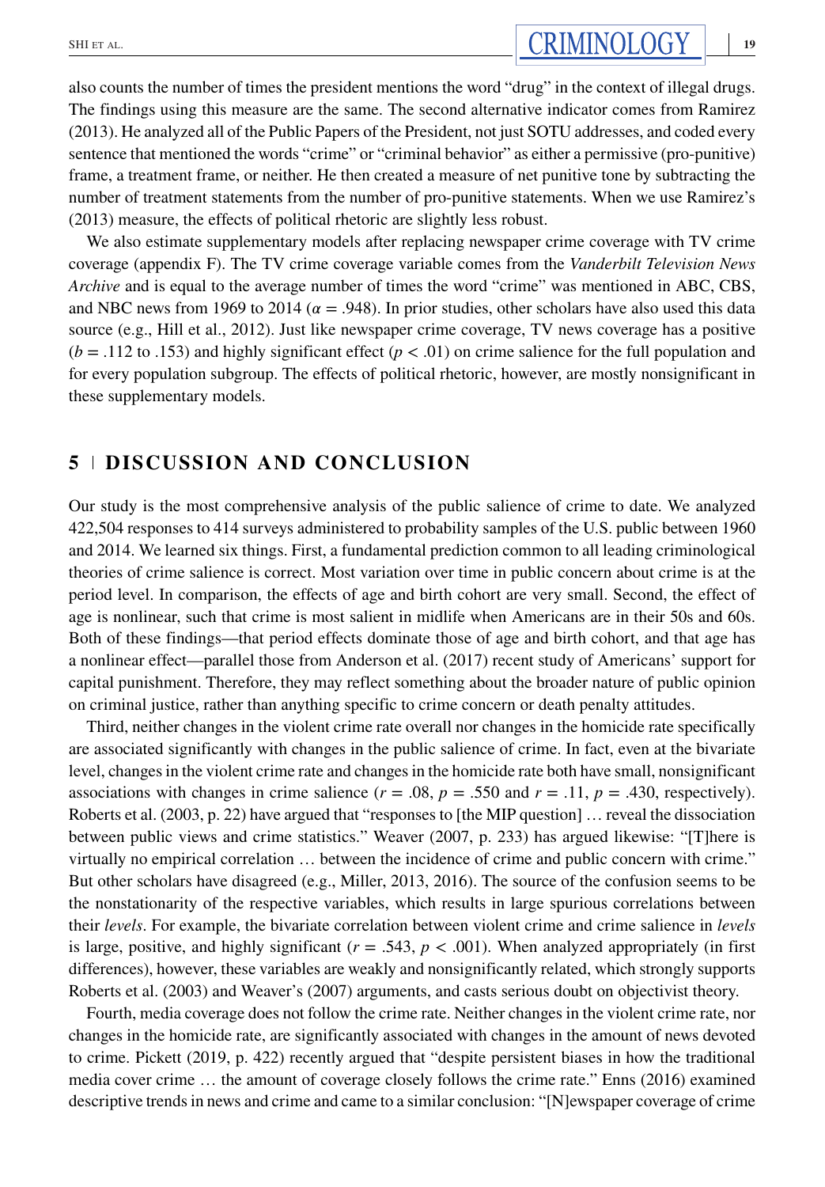also counts the number of times the president mentions the word "drug" in the context of illegal drugs. The findings using this measure are the same. The second alternative indicator comes from Ramirez (2013). He analyzed all of the Public Papers of the President, not just SOTU addresses, and coded every sentence that mentioned the words "crime" or "criminal behavior" as either a permissive (pro-punitive) frame, a treatment frame, or neither. He then created a measure of net punitive tone by subtracting the number of treatment statements from the number of pro-punitive statements. When we use Ramirez's (2013) measure, the effects of political rhetoric are slightly less robust.

We also estimate supplementary models after replacing newspaper crime coverage with TV crime coverage (appendix F). The TV crime coverage variable comes from the *Vanderbilt Television News Archive* and is equal to the average number of times the word "crime" was mentioned in ABC, CBS, and NBC news from 1969 to 2014 ($\alpha = .948$). In prior studies, other scholars have also used this data source (e.g., Hill et al., 2012). Just like newspaper crime coverage, TV news coverage has a positive ($b = .112$ to $.153$) and highly significant effect ($p < .01$) on crime salience for the full population and for every population subgroup. The effects of political rhetoric, however, are mostly nonsignificant in these supplementary models.

## 5 | DISCUSSION AND CONCLUSION

Our study is the most comprehensive analysis of the public salience of crime to date. We analyzed 422,504 responses to 414 surveys administered to probability samples of the U.S. public between 1960 and 2014. We learned six things. First, a fundamental prediction common to all leading criminological theories of crime salience is correct. Most variation over time in public concern about crime is at the period level. In comparison, the effects of age and birth cohort are very small. Second, the effect of age is nonlinear, such that crime is most salient in midlife when Americans are in their 50s and 60s. Both of these findings—that period effects dominate those of age and birth cohort, and that age has a nonlinear effect—parallel those from Anderson et al. (2017) recent study of Americans' support for capital punishment. Therefore, they may reflect something about the broader nature of public opinion on criminal justice, rather than anything specific to crime concern or death penalty attitudes.

Third, neither changes in the violent crime rate overall nor changes in the homicide rate specifically are associated significantly with changes in the public salience of crime. In fact, even at the bivariate level, changes in the violent crime rate and changes in the homicide rate both have small, nonsignificant associations with changes in crime salience ($r = .08$, $p = .550$ and $r = .11$, $p = .430$, respectively). Roberts et al. (2003, p. 22) have argued that "responses to [the MIP question] … reveal the dissociation between public views and crime statistics." Weaver (2007, p. 233) has argued likewise: "[T]here is virtually no empirical correlation … between the incidence of crime and public concern with crime." But other scholars have disagreed (e.g., Miller, 2013, 2016). The source of the confusion seems to be the nonstationarity of the respective variables, which results in large spurious correlations between their *levels*. For example, the bivariate correlation between violent crime and crime salience in *levels* is large, positive, and highly significant ($r = .543$, $p < .001$). When analyzed appropriately (in first differences), however, these variables are weakly and nonsignificantly related, which strongly supports Roberts et al. (2003) and Weaver's (2007) arguments, and casts serious doubt on objectivist theory.

Fourth, media coverage does not follow the crime rate. Neither changes in the violent crime rate, nor changes in the homicide rate, are significantly associated with changes in the amount of news devoted to crime. Pickett (2019, p. 422) recently argued that "despite persistent biases in how the traditional media cover crime … the amount of coverage closely follows the crime rate." Enns (2016) examined descriptive trends in news and crime and came to a similar conclusion: "[N]ewspaper coverage of crime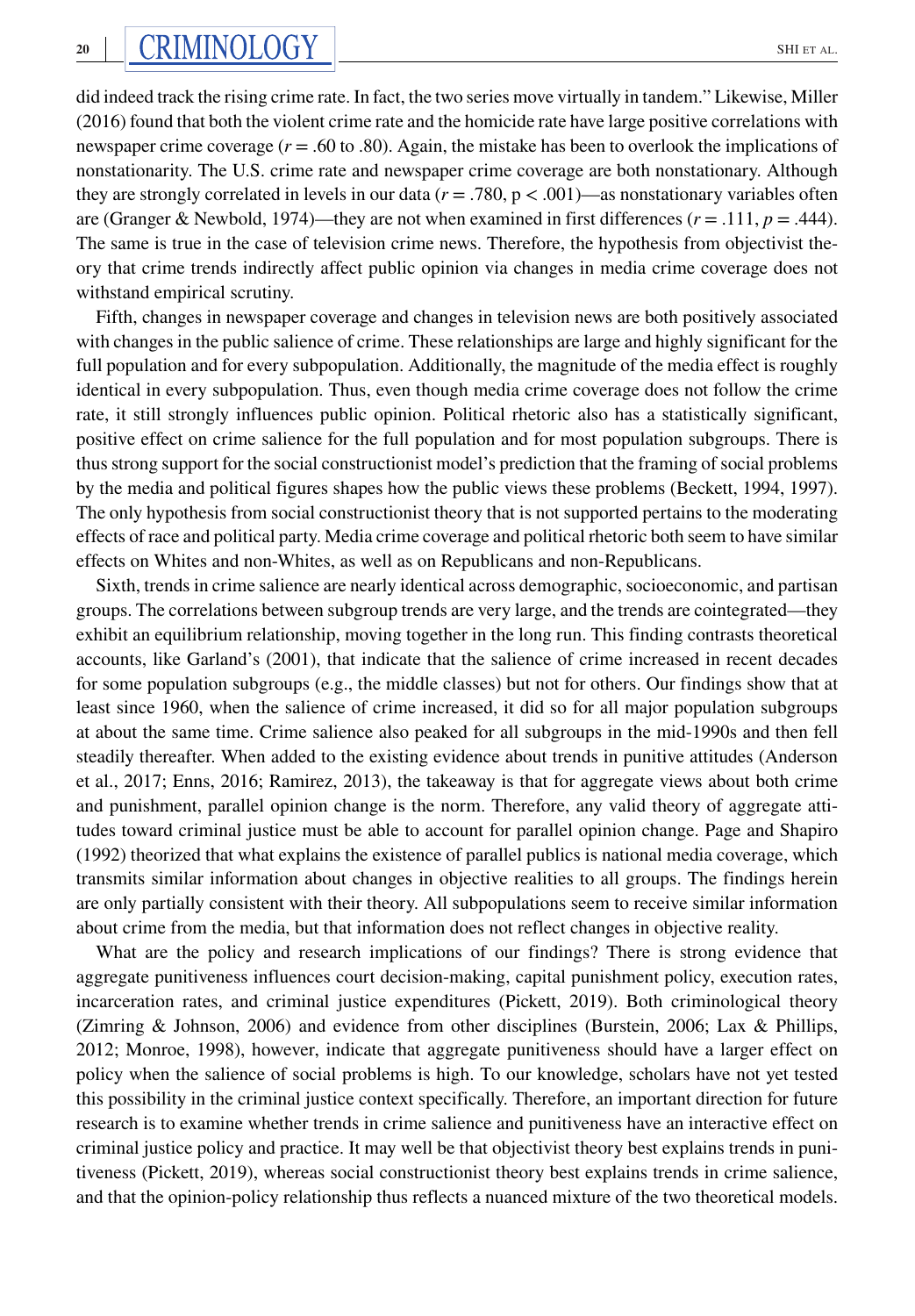did indeed track the rising crime rate. In fact, the two series move virtually in tandem." Likewise, Miller (2016) found that both the violent crime rate and the homicide rate have large positive correlations with newspaper crime coverage ($r$ = .60 to .80). Again, the mistake has been to overlook the implications of nonstationarity. The U.S. crime rate and newspaper crime coverage are both nonstationary. Although they are strongly correlated in levels in our data ($r = .780$, $p < .001$)—as nonstationary variables often are (Granger & Newbold, 1974)—they are not when examined in first differences ($r = .111$, $p = .444$). The same is true in the case of television crime news. Therefore, the hypothesis from objectivist theory that crime trends indirectly affect public opinion via changes in media crime coverage does not withstand empirical scrutiny.

Fifth, changes in newspaper coverage and changes in television news are both positively associated with changes in the public salience of crime. These relationships are large and highly significant for the full population and for every subpopulation. Additionally, the magnitude of the media effect is roughly identical in every subpopulation. Thus, even though media crime coverage does not follow the crime rate, it still strongly influences public opinion. Political rhetoric also has a statistically significant, positive effect on crime salience for the full population and for most population subgroups. There is thus strong support for the social constructionist model's prediction that the framing of social problems by the media and political figures shapes how the public views these problems (Beckett, 1994, 1997). The only hypothesis from social constructionist theory that is not supported pertains to the moderating effects of race and political party. Media crime coverage and political rhetoric both seem to have similar effects on Whites and non-Whites, as well as on Republicans and non-Republicans.

Sixth, trends in crime salience are nearly identical across demographic, socioeconomic, and partisan groups. The correlations between subgroup trends are very large, and the trends are cointegrated—they exhibit an equilibrium relationship, moving together in the long run. This finding contrasts theoretical accounts, like Garland's (2001), that indicate that the salience of crime increased in recent decades for some population subgroups (e.g., the middle classes) but not for others. Our findings show that at least since 1960, when the salience of crime increased, it did so for all major population subgroups at about the same time. Crime salience also peaked for all subgroups in the mid-1990s and then fell steadily thereafter. When added to the existing evidence about trends in punitive attitudes (Anderson et al., 2017; Enns, 2016; Ramirez, 2013), the takeaway is that for aggregate views about both crime and punishment, parallel opinion change is the norm. Therefore, any valid theory of aggregate attitudes toward criminal justice must be able to account for parallel opinion change. Page and Shapiro (1992) theorized that what explains the existence of parallel publics is national media coverage, which transmits similar information about changes in objective realities to all groups. The findings herein are only partially consistent with their theory. All subpopulations seem to receive similar information about crime from the media, but that information does not reflect changes in objective reality.

What are the policy and research implications of our findings? There is strong evidence that aggregate punitiveness influences court decision-making, capital punishment policy, execution rates, incarceration rates, and criminal justice expenditures (Pickett, 2019). Both criminological theory (Zimring & Johnson, 2006) and evidence from other disciplines (Burstein, 2006; Lax & Phillips, 2012; Monroe, 1998), however, indicate that aggregate punitiveness should have a larger effect on policy when the salience of social problems is high. To our knowledge, scholars have not yet tested this possibility in the criminal justice context specifically. Therefore, an important direction for future research is to examine whether trends in crime salience and punitiveness have an interactive effect on criminal justice policy and practice. It may well be that objectivist theory best explains trends in punitiveness (Pickett, 2019), whereas social constructionist theory best explains trends in crime salience, and that the opinion-policy relationship thus reflects a nuanced mixture of the two theoretical models.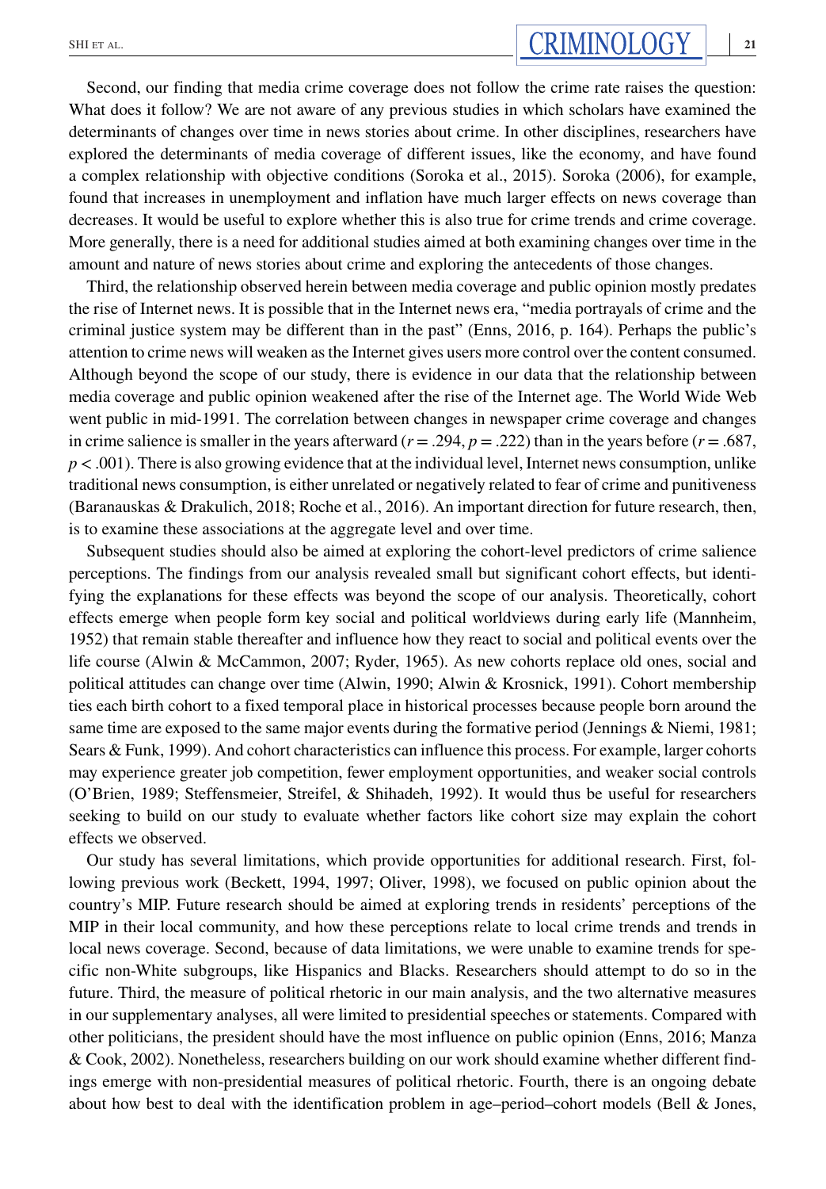Second, our finding that media crime coverage does not follow the crime rate raises the question: What does it follow? We are not aware of any previous studies in which scholars have examined the determinants of changes over time in news stories about crime. In other disciplines, researchers have explored the determinants of media coverage of different issues, like the economy, and have found a complex relationship with objective conditions (Soroka et al., 2015). Soroka (2006), for example, found that increases in unemployment and inflation have much larger effects on news coverage than decreases. It would be useful to explore whether this is also true for crime trends and crime coverage. More generally, there is a need for additional studies aimed at both examining changes over time in the amount and nature of news stories about crime and exploring the antecedents of those changes.

Third, the relationship observed herein between media coverage and public opinion mostly predates the rise of Internet news. It is possible that in the Internet news era, "media portrayals of crime and the criminal justice system may be different than in the past" (Enns, 2016, p. 164). Perhaps the public's attention to crime news will weaken as the Internet gives users more control over the content consumed. Although beyond the scope of our study, there is evidence in our data that the relationship between media coverage and public opinion weakened after the rise of the Internet age. The World Wide Web went public in mid-1991. The correlation between changes in newspaper crime coverage and changes in crime salience is smaller in the years afterward ($r = .294$, $p = .222$) than in the years before ($r = .687$, $p < .001$). There is also growing evidence that at the individual level, Internet news consumption, unlike traditional news consumption, is either unrelated or negatively related to fear of crime and punitiveness (Baranauskas & Drakulich, 2018; Roche et al., 2016). An important direction for future research, then, is to examine these associations at the aggregate level and over time.

Subsequent studies should also be aimed at exploring the cohort-level predictors of crime salience perceptions. The findings from our analysis revealed small but significant cohort effects, but identifying the explanations for these effects was beyond the scope of our analysis. Theoretically, cohort effects emerge when people form key social and political worldviews during early life (Mannheim, 1952) that remain stable thereafter and influence how they react to social and political events over the life course (Alwin & McCammon, 2007; Ryder, 1965). As new cohorts replace old ones, social and political attitudes can change over time (Alwin, 1990; Alwin & Krosnick, 1991). Cohort membership ties each birth cohort to a fixed temporal place in historical processes because people born around the same time are exposed to the same major events during the formative period (Jennings & Niemi, 1981; Sears & Funk, 1999). And cohort characteristics can influence this process. For example, larger cohorts may experience greater job competition, fewer employment opportunities, and weaker social controls (O'Brien, 1989; Steffensmeier, Streifel, & Shihadeh, 1992). It would thus be useful for researchers seeking to build on our study to evaluate whether factors like cohort size may explain the cohort effects we observed.

Our study has several limitations, which provide opportunities for additional research. First, following previous work (Beckett, 1994, 1997; Oliver, 1998), we focused on public opinion about the country's MIP. Future research should be aimed at exploring trends in residents' perceptions of the MIP in their local community, and how these perceptions relate to local crime trends and trends in local news coverage. Second, because of data limitations, we were unable to examine trends for specific non-White subgroups, like Hispanics and Blacks. Researchers should attempt to do so in the future. Third, the measure of political rhetoric in our main analysis, and the two alternative measures in our supplementary analyses, all were limited to presidential speeches or statements. Compared with other politicians, the president should have the most influence on public opinion (Enns, 2016; Manza & Cook, 2002). Nonetheless, researchers building on our work should examine whether different findings emerge with non-presidential measures of political rhetoric. Fourth, there is an ongoing debate about how best to deal with the identification problem in age–period–cohort models (Bell & Jones,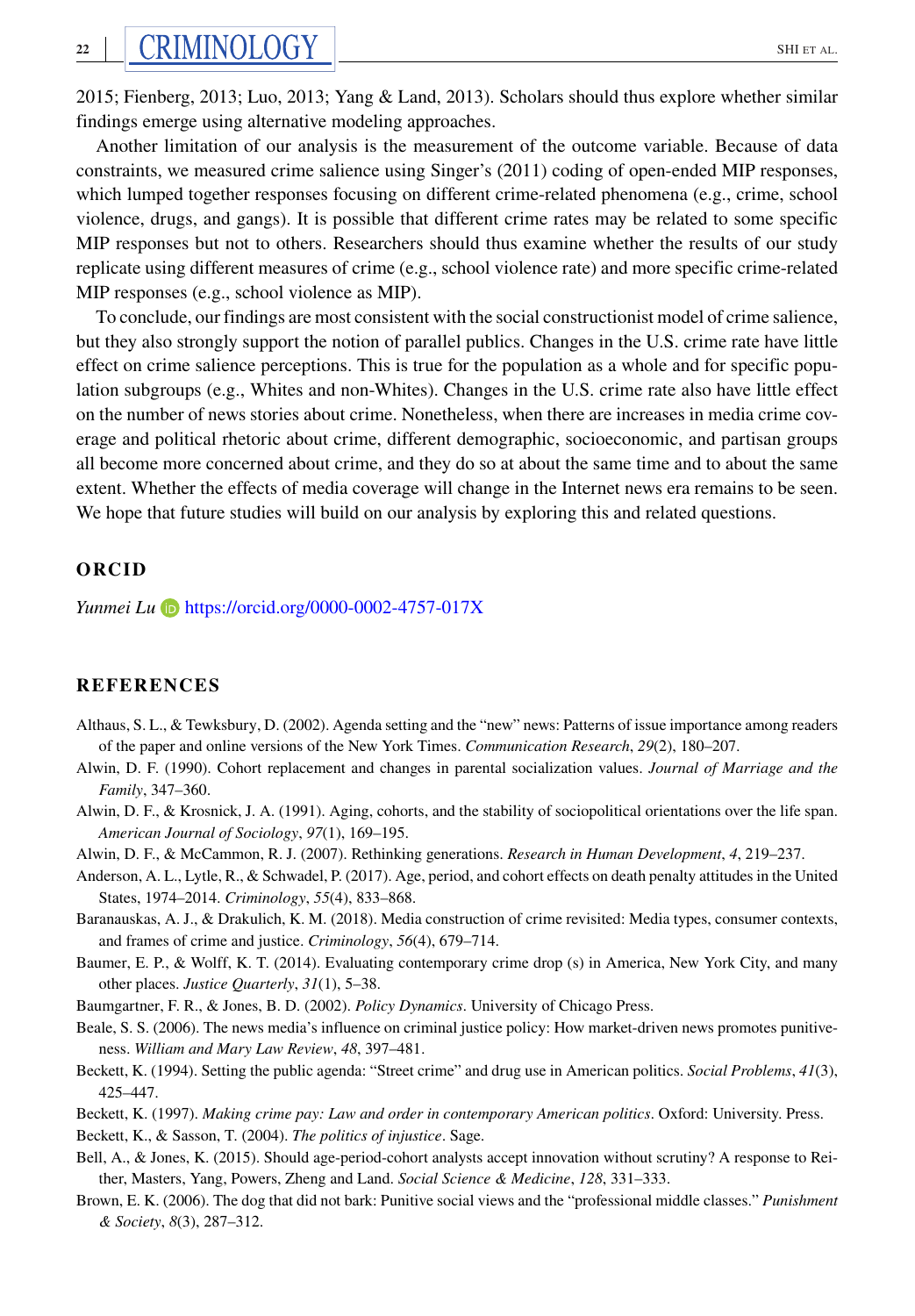2015; Fienberg, 2013; Luo, 2013; Yang & Land, 2013). Scholars should thus explore whether similar findings emerge using alternative modeling approaches.

Another limitation of our analysis is the measurement of the outcome variable. Because of data constraints, we measured crime salience using Singer's (2011) coding of open-ended MIP responses, which lumped together responses focusing on different crime-related phenomena (e.g., crime, school violence, drugs, and gangs). It is possible that different crime rates may be related to some specific MIP responses but not to others. Researchers should thus examine whether the results of our study replicate using different measures of crime (e.g., school violence rate) and more specific crime-related MIP responses (e.g., school violence as MIP).

To conclude, our findings are most consistent with the social constructionist model of crime salience, but they also strongly support the notion of parallel publics. Changes in the U.S. crime rate have little effect on crime salience perceptions. This is true for the population as a whole and for specific population subgroups (e.g., Whites and non-Whites). Changes in the U.S. crime rate also have little effect on the number of news stories about crime. Nonetheless, when there are increases in media crime coverage and political rhetoric about crime, different demographic, socioeconomic, and partisan groups all become more concerned about crime, and they do so at about the same time and to about the same extent. Whether the effects of media coverage will change in the Internet news era remains to be seen. We hope that future studies will build on our analysis by exploring this and related questions.

## ORCID

*Yunmei Lu* https://orcid.org/0000-0002-4757-017X

## REFERENCES

Althaus, S. L., & Tewksbury, D. (2002). Agenda setting and the "new" news: Patterns of issue importance among readers of the paper and online versions of the New York Times. *Communication Research*, *29*(2), 180–207.

Alwin, D. F. (1990). Cohort replacement and changes in parental socialization values. *Journal of Marriage and the Family*, 347–360.

Alwin, D. F., & Krosnick, J. A. (1991). Aging, cohorts, and the stability of sociopolitical orientations over the life span. *American Journal of Sociology*, *97*(1), 169–195.

Alwin, D. F., & McCammon, R. J. (2007). Rethinking generations. *Research in Human Development*, *4*, 219–237.

Anderson, A. L., Lytle, R., & Schwadel, P. (2017). Age, period, and cohort effects on death penalty attitudes in the United States, 1974–2014. *Criminology*, *55*(4), 833–868.

Baranauskas, A. J., & Drakulich, K. M. (2018). Media construction of crime revisited: Media types, consumer contexts, and frames of crime and justice. *Criminology*, *56*(4), 679–714.

Baumer, E. P., & Wolff, K. T. (2014). Evaluating contemporary crime drop (s) in America, New York City, and many other places. *Justice Quarterly*, *31*(1), 5–38.

Baumgartner, F. R., & Jones, B. D. (2002). *Policy Dynamics*. University of Chicago Press.

Beale, S. S. (2006). The news media's influence on criminal justice policy: How market-driven news promotes punitiveness. *William and Mary Law Review*, *48*, 397–481.

Beckett, K. (1994). Setting the public agenda: "Street crime" and drug use in American politics. *Social Problems*, *41*(3), 425–447.

Beckett, K. (1997). *Making crime pay: Law and order in contemporary American politics*. Oxford: University. Press.

Beckett, K., & Sasson, T. (2004). *The politics of injustice*. Sage.

Bell, A., & Jones, K. (2015). Should age-period-cohort analysts accept innovation without scrutiny? A response to Reither, Masters, Yang, Powers, Zheng and Land. *Social Science & Medicine*, *128*, 331–333.

Brown, E. K. (2006). The dog that did not bark: Punitive social views and the "professional middle classes." *Punishment & Society*, *8*(3), 287–312.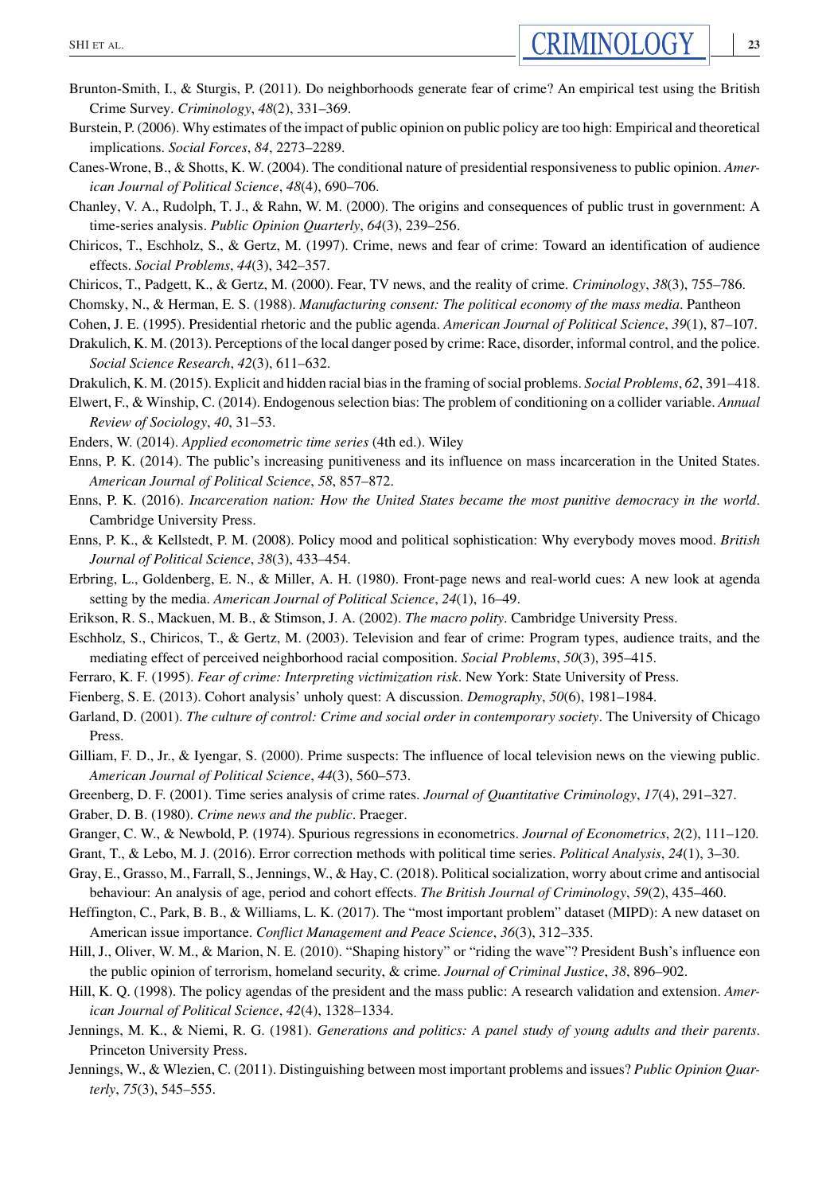Brunton-Smith, I., & Sturgis, P. (2011). Do neighborhoods generate fear of crime? An empirical test using the British Crime Survey. *Criminology*, *48*(2), 331–369.

Burstein, P. (2006). Why estimates of the impact of public opinion on public policy are too high: Empirical and theoretical implications. *Social Forces*, *84*, 2273–2289.

Canes-Wrone, B., & Shotts, K. W. (2004). The conditional nature of presidential responsiveness to public opinion. *American Journal of Political Science*, *48*(4), 690–706.

Chanley, V. A., Rudolph, T. J., & Rahn, W. M. (2000). The origins and consequences of public trust in government: A time-series analysis. *Public Opinion Quarterly*, *64*(3), 239–256.

Chiricos, T., Eschholz, S., & Gertz, M. (1997). Crime, news and fear of crime: Toward an identification of audience effects. *Social Problems*, *44*(3), 342–357.

Chiricos, T., Padgett, K., & Gertz, M. (2000). Fear, TV news, and the reality of crime. *Criminology*, *38*(3), 755–786.

Chomsky, N., & Herman, E. S. (1988). *Manufacturing consent: The political economy of the mass media*. Pantheon

Cohen, J. E. (1995). Presidential rhetoric and the public agenda. *American Journal of Political Science*, *39*(1), 87–107.

Drakulich, K. M. (2013). Perceptions of the local danger posed by crime: Race, disorder, informal control, and the police. *Social Science Research*, *42*(3), 611–632.

Drakulich, K. M. (2015). Explicit and hidden racial bias in the framing of social problems. *Social Problems*, *62*, 391–418.

Elwert, F., & Winship, C. (2014). Endogenous selection bias: The problem of conditioning on a collider variable. *Annual Review of Sociology*, *40*, 31–53.

Enders, W. (2014). *Applied econometric time series* (4th ed.). Wiley

Enns, P. K. (2014). The public's increasing punitiveness and its influence on mass incarceration in the United States. *American Journal of Political Science*, *58*, 857–872.

Enns, P. K. (2016). *Incarceration nation: How the United States became the most punitive democracy in the world*. Cambridge University Press.

Enns, P. K., & Kellstedt, P. M. (2008). Policy mood and political sophistication: Why everybody moves mood. *British Journal of Political Science*, *38*(3), 433–454.

Erbring, L., Goldenberg, E. N., & Miller, A. H. (1980). Front-page news and real-world cues: A new look at agenda setting by the media. *American Journal of Political Science*, *24*(1), 16–49.

Erikson, R. S., Mackuen, M. B., & Stimson, J. A. (2002). *The macro polity*. Cambridge University Press.

Eschholz, S., Chiricos, T., & Gertz, M. (2003). Television and fear of crime: Program types, audience traits, and the mediating effect of perceived neighborhood racial composition. *Social Problems*, *50*(3), 395–415.

Ferraro, K. F. (1995). *Fear of crime: Interpreting victimization risk*. New York: State University of Press.

Fienberg, S. E. (2013). Cohort analysis' unholy quest: A discussion. *Demography*, *50*(6), 1981–1984.

Garland, D. (2001). *The culture of control: Crime and social order in contemporary society*. The University of Chicago Press.

Gilliam, F. D., Jr., & Iyengar, S. (2000). Prime suspects: The influence of local television news on the viewing public. *American Journal of Political Science*, *44*(3), 560–573.

Greenberg, D. F. (2001). Time series analysis of crime rates. *Journal of Quantitative Criminology*, *17*(4), 291–327.

Graber, D. B. (1980). *Crime news and the public*. Praeger.

Granger, C. W., & Newbold, P. (1974). Spurious regressions in econometrics. *Journal of Econometrics*, *2*(2), 111–120.

Grant, T., & Lebo, M. J. (2016). Error correction methods with political time series. *Political Analysis*, *24*(1), 3–30.

Gray, E., Grasso, M., Farrall, S., Jennings, W., & Hay, C. (2018). Political socialization, worry about crime and antisocial behaviour: An analysis of age, period and cohort effects. *The British Journal of Criminology*, *59*(2), 435–460.

Heffington, C., Park, B. B., & Williams, L. K. (2017). The "most important problem" dataset (MIPD): A new dataset on American issue importance. *Conflict Management and Peace Science*, *36*(3), 312–335.

Hill, J., Oliver, W. M., & Marion, N. E. (2010). "Shaping history" or "riding the wave"? President Bush's influence eon the public opinion of terrorism, homeland security, & crime. *Journal of Criminal Justice*, *38*, 896–902.

Hill, K. Q. (1998). The policy agendas of the president and the mass public: A research validation and extension. *American Journal of Political Science*, *42*(4), 1328–1334.

Jennings, M. K., & Niemi, R. G. (1981). *Generations and politics: A panel study of young adults and their parents*. Princeton University Press.

Jennings, W., & Wlezien, C. (2011). Distinguishing between most important problems and issues? *Public Opinion Quarterly*, *75*(3), 545–555.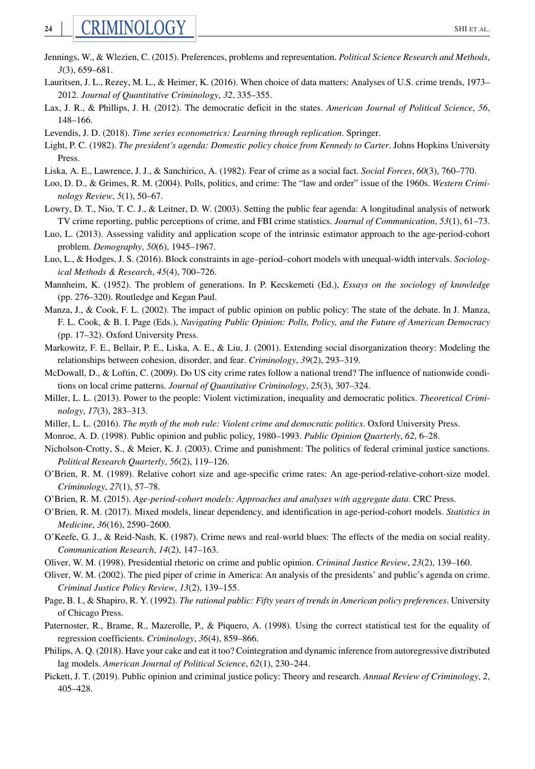Jennings, W., & Wlezien, C. (2015). Preferences, problems and representation. *Political Science Research and Methods*, *3*(3), 659–681.

Lauritsen, J. L., Rezey, M. L., & Heimer, K. (2016). When choice of data matters: Analyses of U.S. crime trends, 1973–2012. *Journal of Quantitative Criminology*, *32*, 335–355.

Lax, J. R., & Phillips, J. H. (2012). The democratic deficit in the states. *American Journal of Political Science*, *56*, 148–166.

Levendis, J. D. (2018). *Time series econometrics: Learning through replication*. Springer.

Light, P. C. (1982). *The president's agenda: Domestic policy choice from Kennedy to Carter*. Johns Hopkins University Press.

Liska, A. E., Lawrence, J. J., & Sanchirico, A. (1982). Fear of crime as a social fact. *Social Forces*, *60*(3), 760–770.

Loo, D. D., & Grimes, R. M. (2004). Polls, politics, and crime: The "law and order" issue of the 1960s. *Western Criminology Review*, *5*(1), 50–67.

Lowry, D. T., Nio, T. C. J., & Leitner, D. W. (2003). Setting the public fear agenda: A longitudinal analysis of network TV crime reporting, public perceptions of crime, and FBI crime statistics. *Journal of Communication*, *53*(1), 61–73.

Luo, L. (2013). Assessing validity and application scope of the intrinsic estimator approach to the age-period-cohort problem. *Demography*, *50*(6), 1945–1967.

Luo, L., & Hodges, J. S. (2016). Block constraints in age–period–cohort models with unequal-width intervals. *Sociological Methods & Research*, *45*(4), 700–726.

Mannheim, K. (1952). The problem of generations. In P. Kecskemeti (Ed.), *Essays on the sociology of knowledge* (pp. 276–320). Routledge and Kegan Paul.

Manza, J., & Cook, F. L. (2002). The impact of public opinion on public policy: The state of the debate. In J. Manza, F. L. Cook, & B. I. Page (Eds.), *Navigating Public Opinion: Polls, Policy, and the Future of American Democracy* (pp. 17–32). Oxford University Press.

Markowitz, F. E., Bellair, P. E., Liska, A. E., & Liu, J. (2001). Extending social disorganization theory: Modeling the relationships between cohesion, disorder, and fear. *Criminology*, *39*(2), 293–319.

McDowall, D., & Loftin, C. (2009). Do US city crime rates follow a national trend? The influence of nationwide conditions on local crime patterns. *Journal of Quantitative Criminology*, *25*(3), 307–324.

Miller, L. L. (2013). Power to the people: Violent victimization, inequality and democratic politics. *Theoretical Criminology*, *17*(3), 283–313.

Miller, L. L. (2016). *The myth of the mob rule: Violent crime and democratic politics*. Oxford University Press.

Monroe, A. D. (1998). Public opinion and public policy, 1980–1993. *Public Opinion Quarterly*, *62*, 6–28.

Nicholson-Crotty, S., & Meier, K. J. (2003). Crime and punishment: The politics of federal criminal justice sanctions. *Political Research Quarterly*, *56*(2), 119–126.

O'Brien, R. M. (1989). Relative cohort size and age-specific crime rates: An age-period-relative-cohort-size model. *Criminology*, *27*(1), 57–78.

O'Brien, R. M. (2015). *Age-period-cohort models: Approaches and analyses with aggregate data*. CRC Press.

O'Brien, R. M. (2017). Mixed models, linear dependency, and identification in age-period-cohort models. *Statistics in Medicine*, *36*(16), 2590–2600.

O'Keefe, G. J., & Reid-Nash, K. (1987). Crime news and real-world blues: The effects of the media on social reality. *Communication Research*, *14*(2), 147–163.

Oliver, W. M. (1998). Presidential rhetoric on crime and public opinion. *Criminal Justice Review*, *23*(2), 139–160.

Oliver, W. M. (2002). The pied piper of crime in America: An analysis of the presidents' and public's agenda on crime. *Criminal Justice Policy Review*, *13*(2), 139–155.

Page, B. I., & Shapiro, R. Y. (1992). *The rational public: Fifty years of trends in American policy preferences*. University of Chicago Press.

Paternoster, R., Brame, R., Mazerolle, P., & Piquero, A. (1998). Using the correct statistical test for the equality of regression coefficients. *Criminology*, *36*(4), 859–866.

Philips, A. Q. (2018). Have your cake and eat it too? Cointegration and dynamic inference from autoregressive distributed lag models. *American Journal of Political Science*, *62*(1), 230–244.

Pickett, J. T. (2019). Public opinion and criminal justice policy: Theory and research. *Annual Review of Criminology*, *2*, 405–428.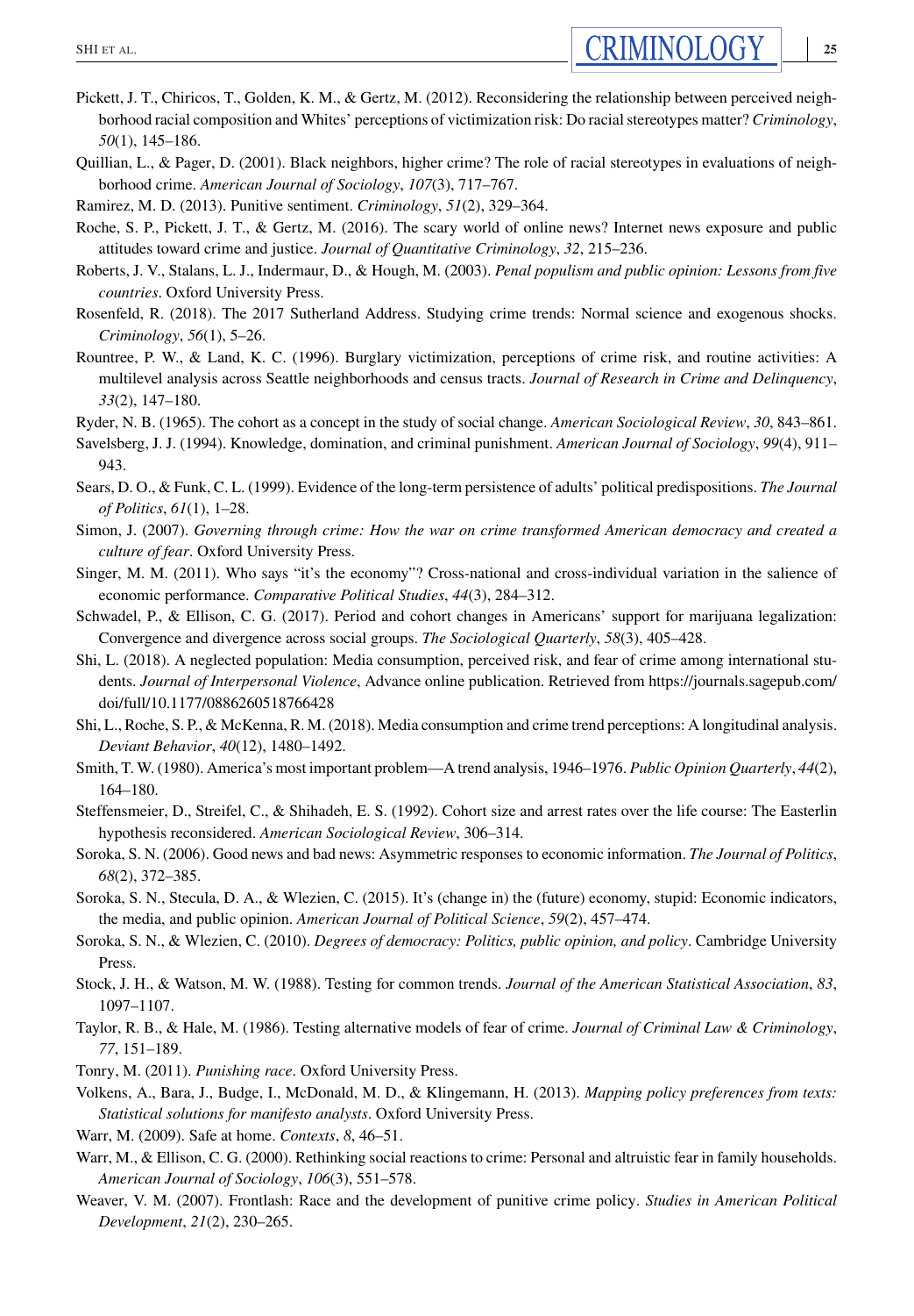Pickett, J. T., Chiricos, T., Golden, K. M., & Gertz, M. (2012). Reconsidering the relationship between perceived neighborhood racial composition and Whites' perceptions of victimization risk: Do racial stereotypes matter? *Criminology*, *50*(1), 145–186.

Quillian, L., & Pager, D. (2001). Black neighbors, higher crime? The role of racial stereotypes in evaluations of neighborhood crime. *American Journal of Sociology*, *107*(3), 717–767.

Ramirez, M. D. (2013). Punitive sentiment. *Criminology*, *51*(2), 329–364.

Roche, S. P., Pickett, J. T., & Gertz, M. (2016). The scary world of online news? Internet news exposure and public attitudes toward crime and justice. *Journal of Quantitative Criminology*, *32*, 215–236.

Roberts, J. V., Stalans, L. J., Indermaur, D., & Hough, M. (2003). *Penal populism and public opinion: Lessons from five countries*. Oxford University Press.

Rosenfeld, R. (2018). The 2017 Sutherland Address. Studying crime trends: Normal science and exogenous shocks. *Criminology*, *56*(1), 5–26.

Rountree, P. W., & Land, K. C. (1996). Burglary victimization, perceptions of crime risk, and routine activities: A multilevel analysis across Seattle neighborhoods and census tracts. *Journal of Research in Crime and Delinquency*, *33*(2), 147–180.

Ryder, N. B. (1965). The cohort as a concept in the study of social change. *American Sociological Review*, *30*, 843–861.

Savelsberg, J. J. (1994). Knowledge, domination, and criminal punishment. *American Journal of Sociology*, *99*(4), 911–943.

Sears, D. O., & Funk, C. L. (1999). Evidence of the long-term persistence of adults' political predispositions. *The Journal of Politics*, *61*(1), 1–28.

Simon, J. (2007). *Governing through crime: How the war on crime transformed American democracy and created a culture of fear*. Oxford University Press.

Singer, M. M. (2011). Who says "it's the economy"? Cross-national and cross-individual variation in the salience of economic performance. *Comparative Political Studies*, *44*(3), 284–312.

Schwadel, P., & Ellison, C. G. (2017). Period and cohort changes in Americans' support for marijuana legalization: Convergence and divergence across social groups. *The Sociological Quarterly*, *58*(3), 405–428.

Shi, L. (2018). A neglected population: Media consumption, perceived risk, and fear of crime among international students. *Journal of Interpersonal Violence*, Advance online publication. Retrieved from https://journals.sagepub.com/doi/full/10.1177/0886260518766428

Shi, L., Roche, S. P., & McKenna, R. M. (2018). Media consumption and crime trend perceptions: A longitudinal analysis. *Deviant Behavior*, *40*(12), 1480–1492.

Smith, T. W. (1980). America's most important problem—A trend analysis, 1946–1976. *Public Opinion Quarterly*, *44*(2), 164–180.

Steffensmeier, D., Streifel, C., & Shihadeh, E. S. (1992). Cohort size and arrest rates over the life course: The Easterlin hypothesis reconsidered. *American Sociological Review*, 306–314.

Soroka, S. N. (2006). Good news and bad news: Asymmetric responses to economic information. *The Journal of Politics*, *68*(2), 372–385.

Soroka, S. N., Stecula, D. A., & Wlezien, C. (2015). It's (change in) the (future) economy, stupid: Economic indicators, the media, and public opinion. *American Journal of Political Science*, *59*(2), 457–474.

Soroka, S. N., & Wlezien, C. (2010). *Degrees of democracy: Politics, public opinion, and policy*. Cambridge University Press.

Stock, J. H., & Watson, M. W. (1988). Testing for common trends. *Journal of the American Statistical Association*, *83*, 1097–1107.

Taylor, R. B., & Hale, M. (1986). Testing alternative models of fear of crime. *Journal of Criminal Law & Criminology*, *77*, 151–189.

Tonry, M. (2011). *Punishing race*. Oxford University Press.

Volkens, A., Bara, J., Budge, I., McDonald, M. D., & Klingemann, H. (2013). *Mapping policy preferences from texts: Statistical solutions for manifesto analysts*. Oxford University Press.

Warr, M. (2009). Safe at home. *Contexts*, *8*, 46–51.

Warr, M., & Ellison, C. G. (2000). Rethinking social reactions to crime: Personal and altruistic fear in family households. *American Journal of Sociology*, *106*(3), 551–578.

Weaver, V. M. (2007). Frontlash: Race and the development of punitive crime policy. *Studies in American Political Development*, *21*(2), 230–265.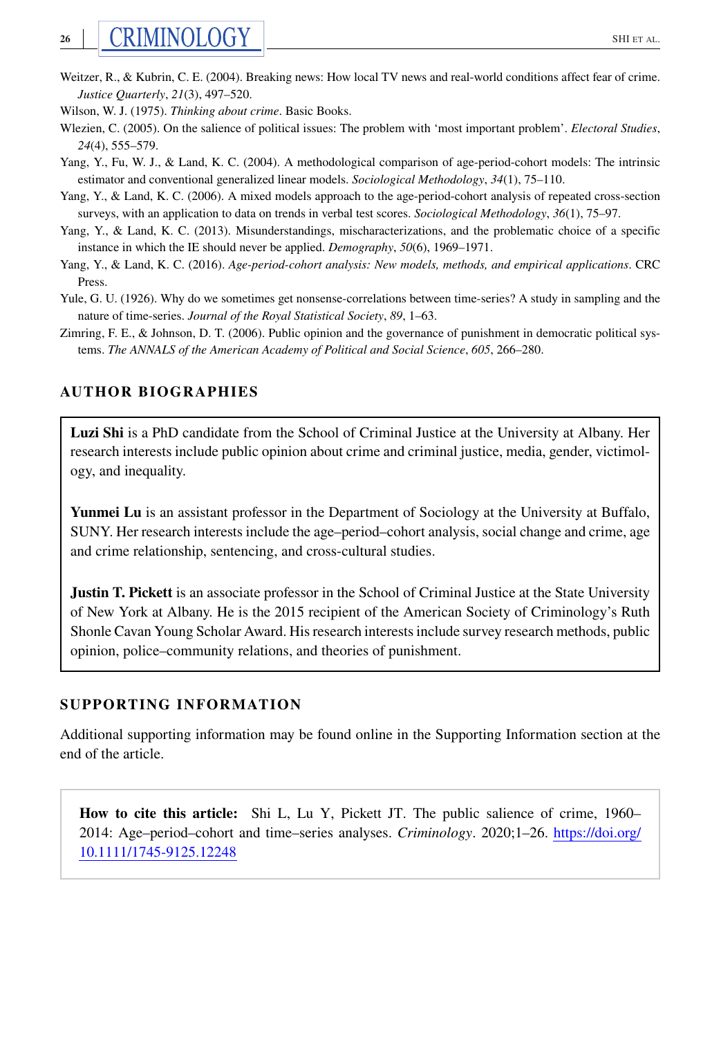Weitzer, R., & Kubrin, C. E. (2004). Breaking news: How local TV news and real-world conditions affect fear of crime. *Justice Quarterly*, *21*(3), 497–520.

Wilson, W. J. (1975). *Thinking about crime*. Basic Books.

Wlezien, C. (2005). On the salience of political issues: The problem with 'most important problem'. *Electoral Studies*, *24*(4), 555–579.

Yang, Y., Fu, W. J., & Land, K. C. (2004). A methodological comparison of age-period-cohort models: The intrinsic estimator and conventional generalized linear models. *Sociological Methodology*, *34*(1), 75–110.

Yang, Y., & Land, K. C. (2006). A mixed models approach to the age-period-cohort analysis of repeated cross-section surveys, with an application to data on trends in verbal test scores. *Sociological Methodology*, *36*(1), 75–97.

Yang, Y., & Land, K. C. (2013). Misunderstandings, mischaracterizations, and the problematic choice of a specific instance in which the IE should never be applied. *Demography*, *50*(6), 1969–1971.

Yang, Y., & Land, K. C. (2016). *Age-period-cohort analysis: New models, methods, and empirical applications*. CRC Press.

Yule, G. U. (1926). Why do we sometimes get nonsense-correlations between time-series? A study in sampling and the nature of time-series. *Journal of the Royal Statistical Society*, *89*, 1–63.

Zimring, F. E., & Johnson, D. T. (2006). Public opinion and the governance of punishment in democratic political systems. *The ANNALS of the American Academy of Political and Social Science*, *605*, 266–280.

## AUTHOR BIOGRAPHIES

**Luzi Shi** is a PhD candidate from the School of Criminal Justice at the University at Albany. Her research interests include public opinion about crime and criminal justice, media, gender, victimology, and inequality.

**Yunmei Lu** is an assistant professor in the Department of Sociology at the University at Buffalo, SUNY. Her research interests include the age–period–cohort analysis, social change and crime, age and crime relationship, sentencing, and cross-cultural studies.

**Justin T. Pickett** is an associate professor in the School of Criminal Justice at the State University of New York at Albany. He is the 2015 recipient of the American Society of Criminology's Ruth Shonle Cavan Young Scholar Award. His research interests include survey research methods, public opinion, police–community relations, and theories of punishment.

## SUPPORTING INFORMATION

Additional supporting information may be found online in the Supporting Information section at the end of the article.

**How to cite this article:** Shi L, Lu Y, Pickett JT. The public salience of crime, 1960–2014: Age–period–cohort and time–series analyses. *Criminology*. 2020;1–26. https://doi.org/10.1111/1745-9125.12248